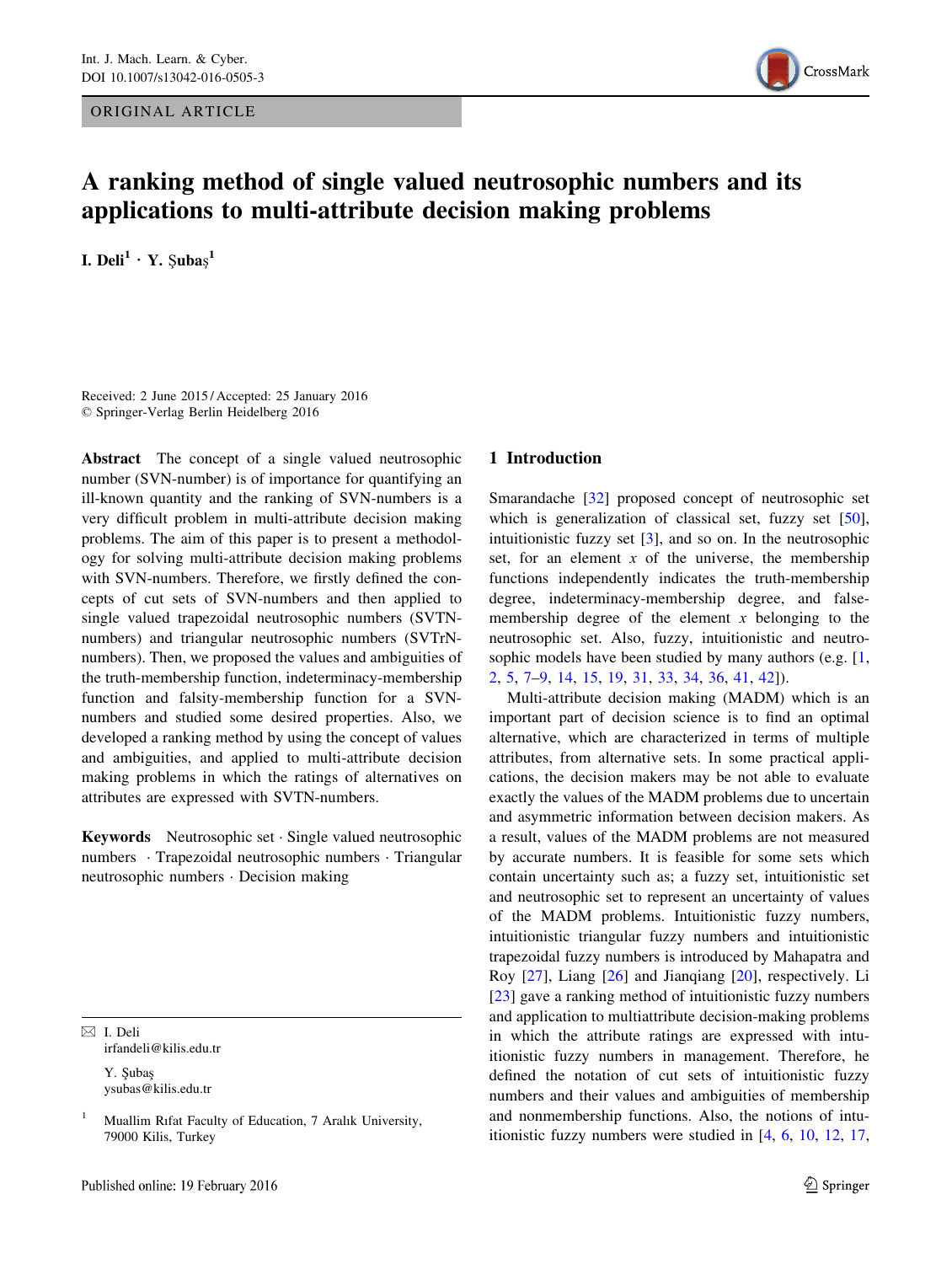ORIGINAL ARTICLE

# A ranking method of single valued neutrosophic numbers and its applications to multi-attribute decision making problems

**I. Deli**[1] · **Y. Şubaş**[1]

Received: 2 June 2015 / Accepted: 25 January 2016
© Springer-Verlag Berlin Heidelberg 2016

**Abstract** The concept of a single valued neutrosophic number (SVN-number) is of importance for quantifying an ill-known quantity and the ranking of SVN-numbers is a very difficult problem in multi-attribute decision making problems. The aim of this paper is to present a methodology for solving multi-attribute decision making problems with SVN-numbers. Therefore, we firstly defined the concepts of cut sets of SVN-numbers and then applied to single valued trapezoidal neutrosophic numbers (SVTN-numbers) and triangular neutrosophic numbers (SVTrN-numbers). Then, we proposed the values and ambiguities of the truth-membership function, indeterminacy-membership function and falsity-membership function for a SVN-numbers and studied some desired properties. Also, we developed a ranking method by using the concept of values and ambiguities, and applied to multi-attribute decision making problems in which the ratings of alternatives on attributes are expressed with SVTN-numbers.

**Keywords** Neutrosophic set · Single valued neutrosophic numbers · Trapezoidal neutrosophic numbers · Triangular neutrosophic numbers · Decision making

✉ I. Deli
irfandeli@kilis.edu.tr

Y. Şubaş
ysubas@kilis.edu.tr

[1] Muallim Rıfat Faculty of Education, 7 Aralık University, 79000 Kilis, Turkey

## 1 Introduction

Smarandache [32] proposed concept of neutrosophic set which is generalization of classical set, fuzzy set [50], intuitionistic fuzzy set [3], and so on. In the neutrosophic set, for an element $x$ of the universe, the membership functions independently indicates the truth-membership degree, indeterminacy-membership degree, and false-membership degree of the element $x$ belonging to the neutrosophic set. Also, fuzzy, intuitionistic and neutrosophic models have been studied by many authors (e.g. [1, 2, 5, 7–9, 14, 15, 19, 31, 33, 34, 36, 41, 42]).

Multi-attribute decision making (MADM) which is an important part of decision science is to find an optimal alternative, which are characterized in terms of multiple attributes, from alternative sets. In some practical applications, the decision makers may be not able to evaluate exactly the values of the MADM problems due to uncertain and asymmetric information between decision makers. As a result, values of the MADM problems are not measured by accurate numbers. It is feasible for some sets which contain uncertainty such as; a fuzzy set, intuitionistic set and neutrosophic set to represent an uncertainty of values of the MADM problems. Intuitionistic fuzzy numbers, intuitionistic triangular fuzzy numbers and intuitionistic trapezoidal fuzzy numbers is introduced by Mahapatra and Roy [27], Liang [26] and Jianqiang [20], respectively. Li [23] gave a ranking method of intuitionistic fuzzy numbers and application to multiattribute decision-making problems in which the attribute ratings are expressed with intuitionistic fuzzy numbers in management. Therefore, he defined the notation of cut sets of intuitionistic fuzzy numbers and their values and ambiguities of membership and nonmembership functions. Also, the notions of intuitionistic fuzzy numbers were studied in [4, 6, 10, 12, 17,

Published online: 19 February 2016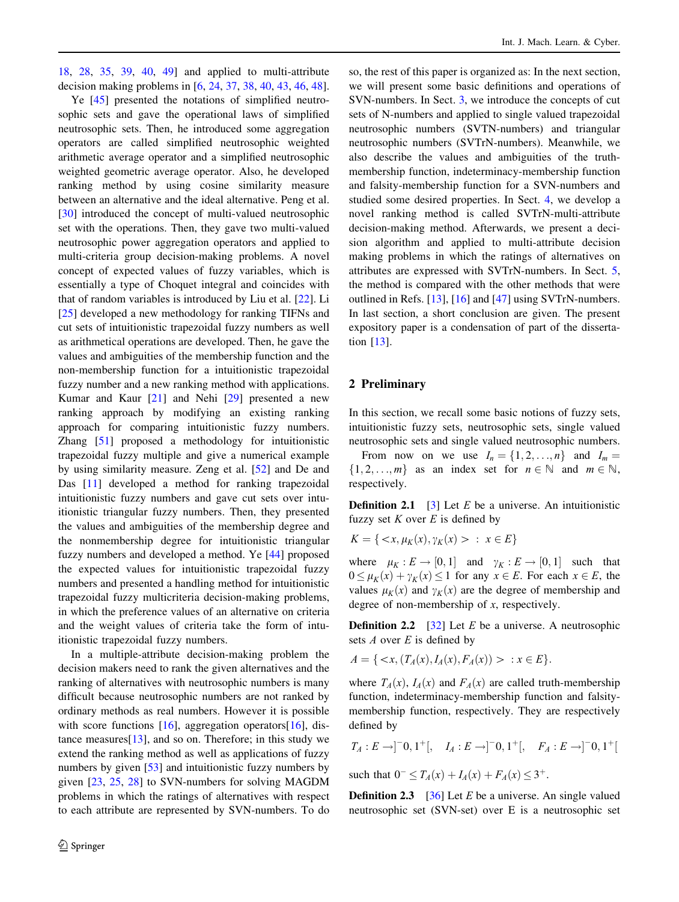18, 28, 35, 39, 40, 49] and applied to multi-attribute decision making problems in [6, 24, 37, 38, 40, 43, 46, 48].

Ye [45] presented the notations of simplified neutrosophic sets and gave the operational laws of simplified neutrosophic sets. Then, he introduced some aggregation operators are called simplified neutrosophic weighted arithmetic average operator and a simplified neutrosophic weighted geometric average operator. Also, he developed ranking method by using cosine similarity measure between an alternative and the ideal alternative. Peng et al. [30] introduced the concept of multi-valued neutrosophic set with the operations. Then, they gave two multi-valued neutrosophic power aggregation operators and applied to multi-criteria group decision-making problems. A novel concept of expected values of fuzzy variables, which is essentially a type of Choquet integral and coincides with that of random variables is introduced by Liu et al. [22]. Li [25] developed a new methodology for ranking TIFNs and cut sets of intuitionistic trapezoidal fuzzy numbers as well as arithmetical operations are developed. Then, he gave the values and ambiguities of the membership function and the non-membership function for a intuitionistic trapezoidal fuzzy number and a new ranking method with applications. Kumar and Kaur [21] and Nehi [29] presented a new ranking approach by modifying an existing ranking approach for comparing intuitionistic fuzzy numbers. Zhang [51] proposed a methodology for intuitionistic trapezoidal fuzzy multiple and give a numerical example by using similarity measure. Zeng et al. [52] and De and Das [11] developed a method for ranking trapezoidal intuitionistic fuzzy numbers and gave cut sets over intuitionistic triangular fuzzy numbers. Then, they presented the values and ambiguities of the membership degree and the nonmembership degree for intuitionistic triangular fuzzy numbers and developed a method. Ye [44] proposed the expected values for intuitionistic trapezoidal fuzzy numbers and presented a handling method for intuitionistic trapezoidal fuzzy multicriteria decision-making problems, in which the preference values of an alternative on criteria and the weight values of criteria take the form of intuitionistic trapezoidal fuzzy numbers.

In a multiple-attribute decision-making problem the decision makers need to rank the given alternatives and the ranking of alternatives with neutrosophic numbers is many difficult because neutrosophic numbers are not ranked by ordinary methods as real numbers. However it is possible with score functions [16], aggregation operators[16], distance measures[13], and so on. Therefore; in this study we extend the ranking method as well as applications of fuzzy numbers by given [53] and intuitionistic fuzzy numbers by given [23, 25, 28] to SVN-numbers for solving MAGDM problems in which the ratings of alternatives with respect to each attribute are represented by SVN-numbers. To do so, the rest of this paper is organized as: In the next section, we will present some basic definitions and operations of SVN-numbers. In Sect. 3, we introduce the concepts of cut sets of N-numbers and applied to single valued trapezoidal neutrosophic numbers (SVTN-numbers) and triangular neutrosophic numbers (SVTrN-numbers). Meanwhile, we also describe the values and ambiguities of the truth-membership function, indeterminacy-membership function and falsity-membership function for a SVN-numbers and studied some desired properties. In Sect. 4, we develop a novel ranking method is called SVTrN-multi-attribute decision-making method. Afterwards, we present a decision algorithm and applied to multi-attribute decision making problems in which the ratings of alternatives on attributes are expressed with SVTrN-numbers. In Sect. 5, the method is compared with the other methods that were outlined in Refs. [13], [16] and [47] using SVTrN-numbers. In last section, a short conclusion are given. The present expository paper is a condensation of part of the dissertation [13].

## 2 Preliminary

In this section, we recall some basic notions of fuzzy sets, intuitionistic fuzzy sets, neutrosophic sets, single valued neutrosophic sets and single valued neutrosophic numbers.

From now on we use $I_n = \{1, 2, \ldots, n\}$ and $I_m = \{1, 2, \ldots, m\}$ as an index set for $n \in \mathbb{N}$ and $m \in \mathbb{N}$, respectively.

**Definition 2.1** [3] Let $E$ be a universe. An intuitionistic fuzzy set $K$ over $E$ is defined by

$$K = \{ <x, \mu_K(x), \gamma_K(x)> \ : \ x \in E \}$$

where $\mu_K : E \to [0, 1]$ and $\gamma_K : E \to [0, 1]$ such that $0 \leq \mu_K(x) + \gamma_K(x) \leq 1$ for any $x \in E$. For each $x \in E$, the values $\mu_K(x)$ and $\gamma_K(x)$ are the degree of membership and degree of non-membership of $x$, respectively.

**Definition 2.2** [32] Let $E$ be a universe. A neutrosophic sets $A$ over $E$ is defined by

$$A = \{ <x, (T_A(x), I_A(x), F_A(x))> \ : x \in E \}.$$

where $T_A(x)$, $I_A(x)$ and $F_A(x)$ are called truth-membership function, indeterminacy-membership function and falsity-membership function, respectively. They are respectively defined by

$$T_A : E \to ]^{-}0, 1^{+}[, \quad I_A : E \to ]^{-}0, 1^{+}[, \quad F_A : E \to ]^{-}0, 1^{+}[$$

such that $0^{-} \leq T_A(x) + I_A(x) + F_A(x) \leq 3^{+}$.

**Definition 2.3** [36] Let $E$ be a universe. An single valued neutrosophic set (SVN-set) over E is a neutrosophic set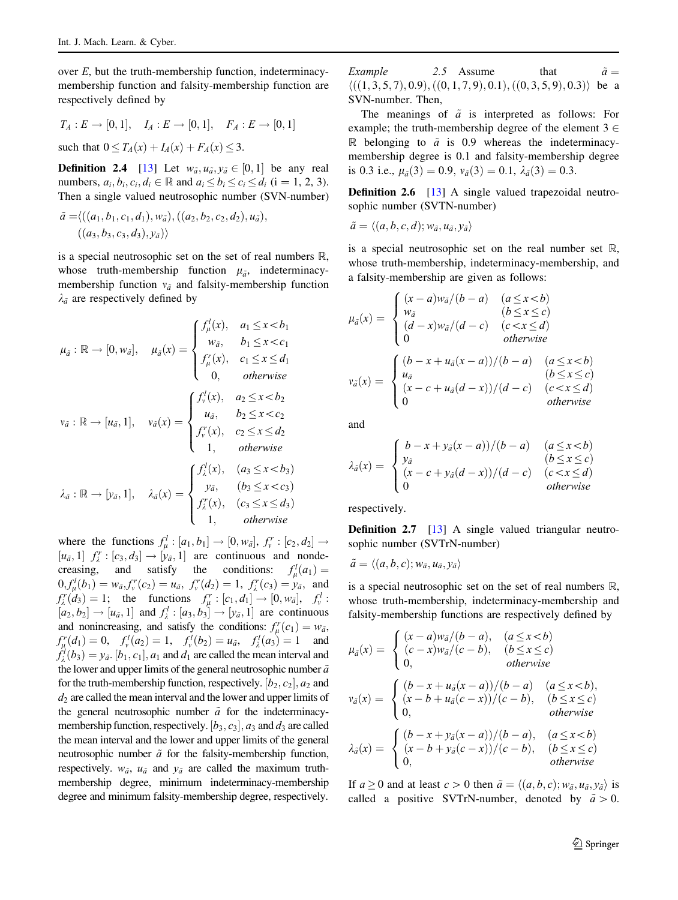over $E$, but the truth-membership function, indeterminacy-membership function and falsity-membership function are respectively defined by

$$T_A : E \to [0,1], \quad I_A : E \to [0,1], \quad F_A : E \to [0,1]$$

such that $0 \le T_A(x) + I_A(x) + F_A(x) \le 3$.

**Definition 2.4** [13] Let $w_{\tilde{a}}, u_{\tilde{a}}, y_{\tilde{a}} \in [0,1]$ be any real numbers, $a_i, b_i, c_i, d_i \in \mathbb{R}$ and $a_i \le b_i \le c_i \le d_i$ (i = 1, 2, 3). Then a single valued neutrosophic number (SVN-number)

$$\tilde{a} = \langle ((a_1, b_1, c_1, d_1), w_{\tilde{a}}), ((a_2, b_2, c_2, d_2), u_{\tilde{a}}), ((a_3, b_3, c_3, d_3), y_{\tilde{a}}) \rangle$$

is a special neutrosophic set on the set of real numbers $\mathbb{R}$, whose truth-membership function $\mu_{\tilde{a}}$, indeterminacy-membership function $v_{\tilde{a}}$ and falsity-membership function $\lambda_{\tilde{a}}$ are respectively defined by

$$\mu_{\tilde{a}} : \mathbb{R} \to [0, w_{\tilde{a}}], \quad \mu_{\tilde{a}}(x) = \begin{cases} f_\mu^l(x), & a_1 \le x < b_1 \\ w_{\tilde{a}}, & b_1 \le x < c_1 \\ f_\mu^r(x), & c_1 \le x \le d_1 \\ 0, & otherwise \end{cases}$$

$$v_{\tilde{a}} : \mathbb{R} \to [u_{\tilde{a}}, 1], \quad v_{\tilde{a}}(x) = \begin{cases} f_v^l(x), & a_2 \le x < b_2 \\ u_{\tilde{a}}, & b_2 \le x < c_2 \\ f_v^r(x), & c_2 \le x \le d_2 \\ 1, & otherwise \end{cases}$$

$$\lambda_{\tilde{a}} : \mathbb{R} \to [y_{\tilde{a}}, 1], \quad \lambda_{\tilde{a}}(x) = \begin{cases} f_\lambda^l(x), & (a_3 \le x < b_3) \\ y_{\tilde{a}}, & (b_3 \le x < c_3) \\ f_\lambda^r(x), & (c_3 \le x \le d_3) \\ 1, & otherwise \end{cases}$$

where the functions $f_\mu^l : [a_1, b_1] \to [0, w_{\tilde{a}}]$, $f_v^r : [c_2, d_2] \to [u_{\tilde{a}}, 1]$ $f_\lambda^r : [c_3, d_3] \to [y_{\tilde{a}}, 1]$ are continuous and nondecreasing, and satisfy the conditions: $f_\mu^l(a_1) = 0, f_\mu^l(b_1) = w_{\tilde{a}}, f_v^r(c_2) = u_{\tilde{a}}, f_v^r(d_2) = 1, f_\lambda^r(c_3) = y_{\tilde{a}}$, and $f_\lambda^r(d_3) = 1$; the functions $f_\mu^r : [c_1, d_1] \to [0, w_{\tilde{a}}]$, $f_v^l : [a_2, b_2] \to [u_{\tilde{a}}, 1]$ and $f_\lambda^l : [a_3, b_3] \to [y_{\tilde{a}}, 1]$ are continuous and nonincreasing, and satisfy the conditions: $f_\mu^r(c_1) = w_{\tilde{a}}$, $f_\mu^r(d_1) = 0$, $f_v^l(a_2) = 1$, $f_v^l(b_2) = u_{\tilde{a}}$, $f_\lambda^l(a_3) = 1$ and $f_\lambda^l(b_3) = y_{\tilde{a}}$. $[b_1, c_1]$, $a_1$ and $d_1$ are called the mean interval and the lower and upper limits of the general neutrosophic number $\tilde{a}$ for the truth-membership function, respectively. $[b_2, c_2]$, $a_2$ and $d_2$ are called the mean interval and the lower and upper limits of the general neutrosophic number $\tilde{a}$ for the indeterminacy-membership function, respectively. $[b_3, c_3]$, $a_3$ and $d_3$ are called the mean interval and the lower and upper limits of the general neutrosophic number $\tilde{a}$ for the falsity-membership function, respectively. $w_{\tilde{a}}$, $u_{\tilde{a}}$ and $y_{\tilde{a}}$ are called the maximum truth-membership degree, minimum indeterminacy-membership degree and minimum falsity-membership degree, respectively.

*Example 2.5* Assume that $\tilde{a} = \langle ((1,3,5,7), 0.9), ((0,1,7,9), 0.1), ((0,3,5,9), 0.3) \rangle$ be a SVN-number. Then,

The meanings of $\tilde{a}$ is interpreted as follows: For example; the truth-membership degree of the element $3 \in \mathbb{R}$ belonging to $\tilde{a}$ is 0.9 whereas the indeterminacy-membership degree is 0.1 and falsity-membership degree is 0.3 i.e., $\mu_{\tilde{a}}(3) = 0.9$, $v_{\tilde{a}}(3) = 0.1$, $\lambda_{\tilde{a}}(3) = 0.3$.

**Definition 2.6** [13] A single valued trapezoidal neutrosophic number (SVTN-number)

$$\tilde{a} = \langle (a, b, c, d); w_{\tilde{a}}, u_{\tilde{a}}, y_{\tilde{a}} \rangle$$

is a special neutrosophic set on the real number set $\mathbb{R}$, whose truth-membership, indeterminacy-membership, and a falsity-membership are given as follows:

$$\mu_{\tilde{a}}(x) = \begin{cases} (x-a)w_{\tilde{a}}/(b-a) & (a \le x < b) \\ w_{\tilde{a}} & (b \le x \le c) \\ (d-x)w_{\tilde{a}}/(d-c) & (c < x \le d) \\ 0 & otherwise \end{cases}$$

$$v_{\tilde{a}}(x) = \begin{cases} (b-x+u_{\tilde{a}}(x-a))/(b-a) & (a \le x < b) \\ u_{\tilde{a}} & (b \le x \le c) \\ (x-c+u_{\tilde{a}}(d-x))/(d-c) & (c < x \le d) \\ 0 & otherwise \end{cases}$$

and

$$\lambda_{\tilde{a}}(x) = \begin{cases} b-x+y_{\tilde{a}}(x-a))/(b-a) & (a \le x < b) \\ y_{\tilde{a}} & (b \le x \le c) \\ (x-c+y_{\tilde{a}}(d-x))/(d-c) & (c < x \le d) \\ 0 & otherwise \end{cases}$$

respectively.

**Definition 2.7** [13] A single valued triangular neutrosophic number (SVTrN-number)

$$\tilde{a} = \langle (a, b, c); w_{\tilde{a}}, u_{\tilde{a}}, y_{\tilde{a}} \rangle$$

is a special neutrosophic set on the set of real numbers $\mathbb{R}$, whose truth-membership, indeterminacy-membership and falsity-membership functions are respectively defined by

$$\mu_{\tilde{a}}(x) = \begin{cases} (x-a)w_{\tilde{a}}/(b-a), & (a \le x < b) \\ (c-x)w_{\tilde{a}}/(c-b), & (b \le x \le c) \\ 0, & otherwise \end{cases}$$

$$v_{\tilde{a}}(x) = \begin{cases} (b-x+u_{\tilde{a}}(x-a))/(b-a) & (a \le x < b), \\ (x-b+u_{\tilde{a}}(c-x))/(c-b), & (b \le x \le c) \\ 0, & otherwise \end{cases}$$

$$\lambda_{\tilde{a}}(x) = \begin{cases} (b-x+y_{\tilde{a}}(x-a))/(b-a), & (a \le x < b) \\ (x-b+y_{\tilde{a}}(c-x))/(c-b), & (b \le x \le c) \\ 0, & otherwise \end{cases}$$

If $a \ge 0$ and at least $c > 0$ then $\tilde{a} = \langle (a, b, c); w_{\tilde{a}}, u_{\tilde{a}}, y_{\tilde{a}} \rangle$ is called a positive SVTrN-number, denoted by $\tilde{a} > 0$.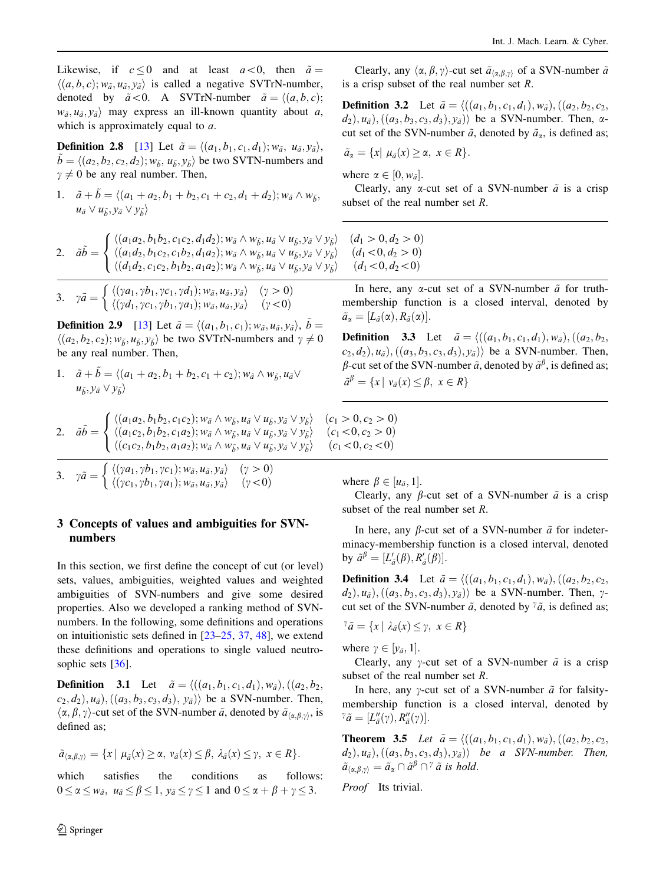Likewise, if $c \leq 0$ and at least $a < 0$, then $\tilde{a} = \langle (a, b, c); w_{\tilde{a}}, u_{\tilde{a}}, y_{\tilde{a}} \rangle$ is called a negative SVTrN-number, denoted by $\tilde{a} < 0$. A SVTrN-number $\tilde{a} = \langle (a, b, c); w_{\tilde{a}}, u_{\tilde{a}}, y_{\tilde{a}} \rangle$ may express an ill-known quantity about $a$, which is approximately equal to $a$.

**Definition 2.8** [13] Let $\tilde{a} = \langle (a_1, b_1, c_1, d_1); w_{\tilde{a}}, u_{\tilde{a}}, y_{\tilde{a}} \rangle$, $\tilde{b} = \langle (a_2, b_2, c_2, d_2); w_{\tilde{b}}, u_{\tilde{b}}, y_{\tilde{b}} \rangle$ be two SVTN-numbers and $\gamma \neq 0$ be any real number. Then,

1. $\tilde{a} + \tilde{b} = \langle (a_1 + a_2, b_1 + b_2, c_1 + c_2, d_1 + d_2); w_{\tilde{a}} \wedge w_{\tilde{b}}, u_{\tilde{a}} \vee u_{\tilde{b}}, y_{\tilde{a}} \vee y_{\tilde{b}} \rangle$

2. $$\tilde{a}\tilde{b} = \begin{cases} \langle (a_1a_2, b_1b_2, c_1c_2, d_1d_2); w_{\tilde{a}} \wedge w_{\tilde{b}}, u_{\tilde{a}} \vee u_{\tilde{b}}, y_{\tilde{a}} \vee y_{\tilde{b}} \rangle & (d_1 > 0, d_2 > 0) \\ \langle (a_1d_2, b_1c_2, c_1b_2, d_1a_2); w_{\tilde{a}} \wedge w_{\tilde{b}}, u_{\tilde{a}} \vee u_{\tilde{b}}, y_{\tilde{a}} \vee y_{\tilde{b}} \rangle & (d_1 < 0, d_2 > 0) \\ \langle (d_1d_2, c_1c_2, b_1b_2, a_1a_2); w_{\tilde{a}} \wedge w_{\tilde{b}}, u_{\tilde{a}} \vee u_{\tilde{b}}, y_{\tilde{a}} \vee y_{\tilde{b}} \rangle & (d_1 < 0, d_2 < 0) \end{cases}$$

3. $$\gamma\tilde{a} = \begin{cases} \langle (\gamma a_1, \gamma b_1, \gamma c_1, \gamma d_1); w_{\tilde{a}}, u_{\tilde{a}}, y_{\tilde{a}} \rangle & (\gamma > 0) \\ \langle (\gamma d_1, \gamma c_1, \gamma b_1, \gamma a_1); w_{\tilde{a}}, u_{\tilde{a}}, y_{\tilde{a}} \rangle & (\gamma < 0) \end{cases}$$

**Definition 2.9** [13] Let $\tilde{a} = \langle (a_1, b_1, c_1); w_{\tilde{a}}, u_{\tilde{a}}, y_{\tilde{a}} \rangle$, $\tilde{b} = \langle (a_2, b_2, c_2); w_{\tilde{b}}, u_{\tilde{b}}, y_{\tilde{b}} \rangle$ be two SVTrN-numbers and $\gamma \neq 0$ be any real number. Then,

1. $\tilde{a} + \tilde{b} = \langle (a_1 + a_2, b_1 + b_2, c_1 + c_2); w_{\tilde{a}} \wedge w_{\tilde{b}}, u_{\tilde{a}} \vee u_{\tilde{b}}, y_{\tilde{a}} \vee y_{\tilde{b}} \rangle$

2. $$\tilde{a}\tilde{b} = \begin{cases} \langle (a_1a_2, b_1b_2, c_1c_2); w_{\tilde{a}} \wedge w_{\tilde{b}}, u_{\tilde{a}} \vee u_{\tilde{b}}, y_{\tilde{a}} \vee y_{\tilde{b}} \rangle & (c_1 > 0, c_2 > 0) \\ \langle (a_1c_2, b_1b_2, c_1a_2); w_{\tilde{a}} \wedge w_{\tilde{b}}, u_{\tilde{a}} \vee u_{\tilde{b}}, y_{\tilde{a}} \vee y_{\tilde{b}} \rangle & (c_1 < 0, c_2 > 0) \\ \langle (c_1c_2, b_1b_2, a_1a_2); w_{\tilde{a}} \wedge w_{\tilde{b}}, u_{\tilde{a}} \vee u_{\tilde{b}}, y_{\tilde{a}} \vee y_{\tilde{b}} \rangle & (c_1 < 0, c_2 < 0) \end{cases}$$

3. $$\gamma\tilde{a} = \begin{cases} \langle (\gamma a_1, \gamma b_1, \gamma c_1); w_{\tilde{a}}, u_{\tilde{a}}, y_{\tilde{a}} \rangle & (\gamma > 0) \\ \langle (\gamma c_1, \gamma b_1, \gamma a_1); w_{\tilde{a}}, u_{\tilde{a}}, y_{\tilde{a}} \rangle & (\gamma < 0) \end{cases}$$

## 3 Concepts of values and ambiguities for SVN-numbers

In this section, we first define the concept of cut (or level) sets, values, ambiguities, weighted values and weighted ambiguities of SVN-numbers and give some desired properties. Also we developed a ranking method of SVN-numbers. In the following, some definitions and operations on intuitionistic sets defined in [23–25, 37, 48], we extend these definitions and operations to single valued neutrosophic sets [36].

**Definition 3.1** Let $\tilde{a} = \langle ((a_1, b_1, c_1, d_1), w_{\tilde{a}}), ((a_2, b_2, c_2, d_2), u_{\tilde{a}}), ((a_3, b_3, c_3, d_3), y_{\tilde{a}}) \rangle$ be a SVN-number. Then, $\langle \alpha, \beta, \gamma \rangle$-cut set of the SVN-number $\tilde{a}$, denoted by $\tilde{a}_{\langle \alpha, \beta, \gamma \rangle}$, is defined as;

$$\tilde{a}_{\langle \alpha, \beta, \gamma \rangle} = \{x \mid \mu_{\tilde{a}}(x) \geq \alpha, \ \nu_{\tilde{a}}(x) \leq \beta, \ \lambda_{\tilde{a}}(x) \leq \gamma, \ x \in R\}.$$

which satisfies the conditions as follows: $0 \leq \alpha \leq w_{\tilde{a}}$, $u_{\tilde{a}} \leq \beta \leq 1$, $y_{\tilde{a}} \leq \gamma \leq 1$ and $0 \leq \alpha + \beta + \gamma \leq 3$.

Clearly, any $\langle \alpha, \beta, \gamma \rangle$-cut set $\tilde{a}_{\langle \alpha, \beta, \gamma \rangle}$ of a SVN-number $\tilde{a}$ is a crisp subset of the real number set $R$.

**Definition 3.2** Let $\tilde{a} = \langle ((a_1, b_1, c_1, d_1), w_{\tilde{a}}), ((a_2, b_2, c_2, d_2), u_{\tilde{a}}), ((a_3, b_3, c_3, d_3), y_{\tilde{a}}) \rangle$ be a SVN-number. Then, $\alpha$-cut set of the SVN-number $\tilde{a}$, denoted by $\tilde{a}_\alpha$, is defined as;

$$\tilde{a}_\alpha = \{x \mid \mu_{\tilde{a}}(x) \geq \alpha, \ x \in R\}.$$

where $\alpha \in [0, w_{\tilde{a}}]$.

Clearly, any $\alpha$-cut set of a SVN-number $\tilde{a}$ is a crisp subset of the real number set $R$.

In here, any $\alpha$-cut set of a SVN-number $\tilde{a}$ for truth-membership function is a closed interval, denoted by $\tilde{a}_\alpha = [L_{\tilde{a}}(\alpha), R_{\tilde{a}}(\alpha)]$.

**Definition 3.3** Let $\tilde{a} = \langle ((a_1, b_1, c_1, d_1), w_{\tilde{a}}), ((a_2, b_2, c_2, d_2), u_{\tilde{a}}), ((a_3, b_3, c_3, d_3), y_{\tilde{a}}) \rangle$ be a SVN-number. Then, $\beta$-cut set of the SVN-number $\tilde{a}$, denoted by $\tilde{a}^\beta$, is defined as;

$$\tilde{a}^\beta = \{x \mid \nu_{\tilde{a}}(x) \leq \beta, \ x \in R\}$$

where $\beta \in [u_{\tilde{a}}, 1]$.

Clearly, any $\beta$-cut set of a SVN-number $\tilde{a}$ is a crisp subset of the real number set $R$.

In here, any $\beta$-cut set of a SVN-number $\tilde{a}$ for indeterminacy-membership function is a closed interval, denoted by $\tilde{a}^\beta = [L'_{\tilde{a}}(\beta), R'_{\tilde{a}}(\beta)]$.

**Definition 3.4** Let $\tilde{a} = \langle ((a_1, b_1, c_1, d_1), w_{\tilde{a}}), ((a_2, b_2, c_2, d_2), u_{\tilde{a}}), ((a_3, b_3, c_3, d_3), y_{\tilde{a}}) \rangle$ be a SVN-number. Then, $\gamma$-cut set of the SVN-number $\tilde{a}$, denoted by ${}^\gamma\tilde{a}$, is defined as;

$${}^\gamma\tilde{a} = \{x \mid \lambda_{\tilde{a}}(x) \leq \gamma, \ x \in R\}$$

where $\gamma \in [y_{\tilde{a}}, 1]$.

Clearly, any $\gamma$-cut set of a SVN-number $\tilde{a}$ is a crisp subset of the real number set $R$.

In here, any $\gamma$-cut set of a SVN-number $\tilde{a}$ for falsity-membership function is a closed interval, denoted by ${}^\gamma\tilde{a} = [L''_{\tilde{a}}(\gamma), R''_{\tilde{a}}(\gamma)]$.

**Theorem 3.5** *Let $\tilde{a} = \langle ((a_1, b_1, c_1, d_1), w_{\tilde{a}}), ((a_2, b_2, c_2, d_2), u_{\tilde{a}}), ((a_3, b_3, c_3, d_3), y_{\tilde{a}}) \rangle$ be a SVN-number. Then, $\tilde{a}_{\langle \alpha, \beta, \gamma \rangle} = \tilde{a}_\alpha \cap \tilde{a}^\beta \cap {}^\gamma\tilde{a}$ is hold.*

*Proof* Its trivial.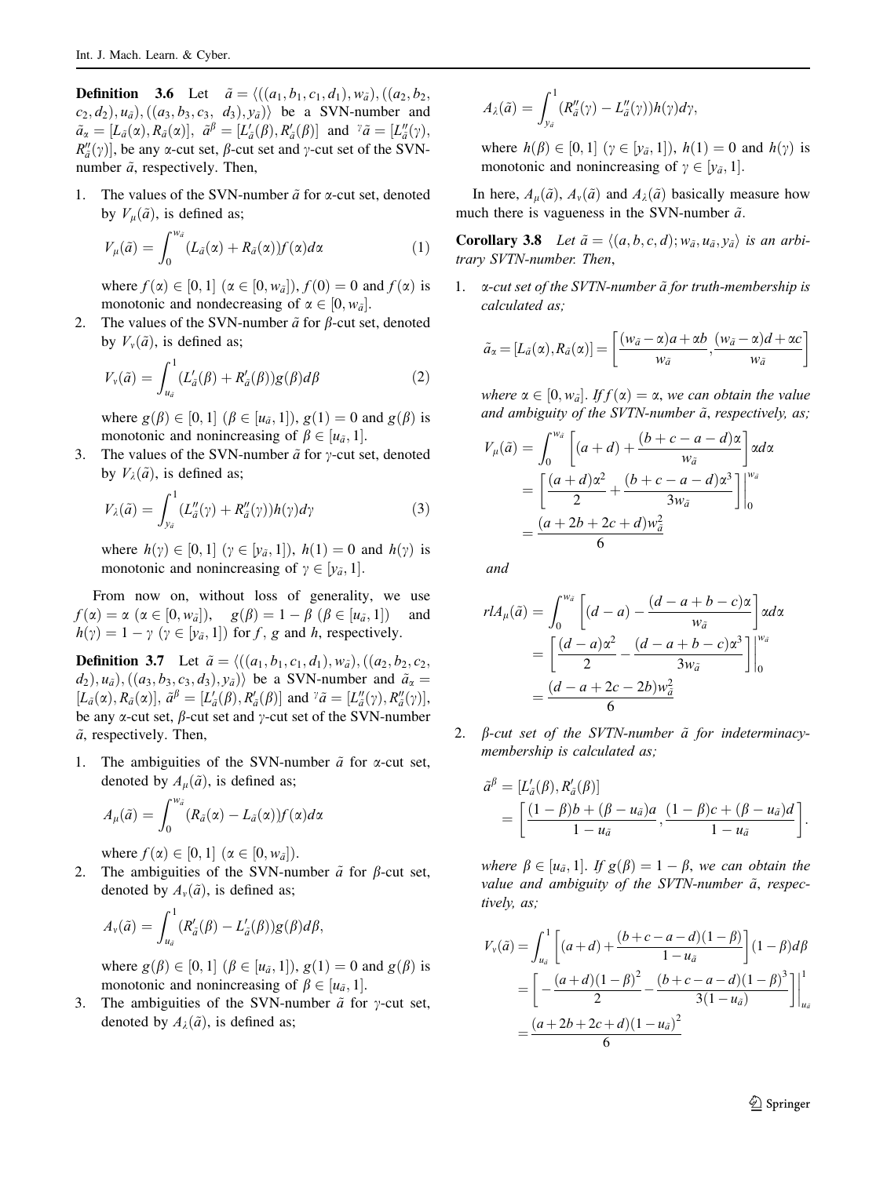**Definition 3.6** Let $\tilde{a} = \langle((a_1, b_1, c_1, d_1), w_{\tilde{a}}), ((a_2, b_2, c_2, d_2), u_{\tilde{a}}), ((a_3, b_3, c_3, d_3), y_{\tilde{a}})\rangle$ be a SVN-number and $\tilde{a}_\alpha = [L_{\tilde{a}}(\alpha), R_{\tilde{a}}(\alpha)]$, $\tilde{a}^\beta = [L'_{\tilde{a}}(\beta), R'_{\tilde{a}}(\beta)]$ and ${}^\gamma\tilde{a} = [L''_{\tilde{a}}(\gamma), R''_{\tilde{a}}(\gamma)]$, be any α-cut set, β-cut set and γ-cut set of the SVN-number $\tilde{a}$, respectively. Then,

1. The values of the SVN-number $\tilde{a}$ for α-cut set, denoted by $V_\mu(\tilde{a})$, is defined as;

$$V_\mu(\tilde{a}) = \int_0^{w_{\tilde{a}}} (L_{\tilde{a}}(\alpha) + R_{\tilde{a}}(\alpha)) f(\alpha) d\alpha \tag{1}$$

where $f(\alpha) \in [0, 1]$ $(\alpha \in [0, w_{\tilde{a}}])$, $f(0) = 0$ and $f(\alpha)$ is monotonic and nondecreasing of $\alpha \in [0, w_{\tilde{a}}]$.

2. The values of the SVN-number $\tilde{a}$ for β-cut set, denoted by $V_\nu(\tilde{a})$, is defined as;

$$V_\nu(\tilde{a}) = \int_{u_{\tilde{a}}}^1 (L'_{\tilde{a}}(\beta) + R'_{\tilde{a}}(\beta)) g(\beta) d\beta \tag{2}$$

where $g(\beta) \in [0, 1]$ $(\beta \in [u_{\tilde{a}}, 1])$, $g(1) = 0$ and $g(\beta)$ is monotonic and nonincreasing of $\beta \in [u_{\tilde{a}}, 1]$.

3. The values of the SVN-number $\tilde{a}$ for γ-cut set, denoted by $V_\lambda(\tilde{a})$, is defined as;

$$V_\lambda(\tilde{a}) = \int_{y_{\tilde{a}}}^1 (L''_{\tilde{a}}(\gamma) + R''_{\tilde{a}}(\gamma)) h(\gamma) d\gamma \tag{3}$$

where $h(\gamma) \in [0, 1]$ $(\gamma \in [y_{\tilde{a}}, 1])$, $h(1) = 0$ and $h(\gamma)$ is monotonic and nonincreasing of $\gamma \in [y_{\tilde{a}}, 1]$.

From now on, without loss of generality, we use $f(\alpha) = \alpha$ $(\alpha \in [0, w_{\tilde{a}}])$, $g(\beta) = 1 - \beta$ $(\beta \in [u_{\tilde{a}}, 1])$ and $h(\gamma) = 1 - \gamma$ $(\gamma \in [y_{\tilde{a}}, 1])$ for $f$, $g$ and $h$, respectively.

**Definition 3.7** Let $\tilde{a} = \langle((a_1, b_1, c_1, d_1), w_{\tilde{a}}), ((a_2, b_2, c_2, d_2), u_{\tilde{a}}), ((a_3, b_3, c_3, d_3), y_{\tilde{a}})\rangle$ be a SVN-number and $\tilde{a}_\alpha = [L_{\tilde{a}}(\alpha), R_{\tilde{a}}(\alpha)]$, $\tilde{a}^\beta = [L'_{\tilde{a}}(\beta), R'_{\tilde{a}}(\beta)]$ and ${}^\gamma\tilde{a} = [L''_{\tilde{a}}(\gamma), R''_{\tilde{a}}(\gamma)]$, be any α-cut set, β-cut set and γ-cut set of the SVN-number $\tilde{a}$, respectively. Then,

1. The ambiguities of the SVN-number $\tilde{a}$ for α-cut set, denoted by $A_\mu(\tilde{a})$, is defined as;

$$A_\mu(\tilde{a}) = \int_0^{w_{\tilde{a}}} (R_{\tilde{a}}(\alpha) - L_{\tilde{a}}(\alpha)) f(\alpha) d\alpha$$

where $f(\alpha) \in [0, 1]$ $(\alpha \in [0, w_{\tilde{a}}])$.

2. The ambiguities of the SVN-number $\tilde{a}$ for β-cut set, denoted by $A_\nu(\tilde{a})$, is defined as;

$$A_\nu(\tilde{a}) = \int_{u_{\tilde{a}}}^1 (R'_{\tilde{a}}(\beta) - L'_{\tilde{a}}(\beta)) g(\beta) d\beta,$$

where $g(\beta) \in [0, 1]$ $(\beta \in [u_{\tilde{a}}, 1])$, $g(1) = 0$ and $g(\beta)$ is monotonic and nonincreasing of $\beta \in [u_{\tilde{a}}, 1]$.

3. The ambiguities of the SVN-number $\tilde{a}$ for γ-cut set, denoted by $A_\lambda(\tilde{a})$, is defined as;

$$A_\lambda(\tilde{a}) = \int_{y_{\tilde{a}}}^1 (R''_{\tilde{a}}(\gamma) - L''_{\tilde{a}}(\gamma)) h(\gamma) d\gamma,$$

where $h(\beta) \in [0, 1]$ $(\gamma \in [y_{\tilde{a}}, 1])$, $h(1) = 0$ and $h(\gamma)$ is monotonic and nonincreasing of $\gamma \in [y_{\tilde{a}}, 1]$.

In here, $A_\mu(\tilde{a})$, $A_\nu(\tilde{a})$ and $A_\lambda(\tilde{a})$ basically measure how much there is vagueness in the SVN-number $\tilde{a}$.

**Corollary 3.8** *Let $\tilde{a} = \langle(a, b, c, d); w_{\tilde{a}}, u_{\tilde{a}}, y_{\tilde{a}}\rangle$ is an arbitrary SVTN-number. Then,*

1. *α-cut set of the SVTN-number $\tilde{a}$ for truth-membership is calculated as;*

$$\tilde{a}_\alpha = [L_{\tilde{a}}(\alpha), R_{\tilde{a}}(\alpha)] = \left[\frac{(w_{\tilde{a}} - \alpha)a + \alpha b}{w_{\tilde{a}}}, \frac{(w_{\tilde{a}} - \alpha)d + \alpha c}{w_{\tilde{a}}}\right]$$

*where $\alpha \in [0, w_{\tilde{a}}]$. If $f(\alpha) = \alpha$, we can obtain the value and ambiguity of the SVTN-number $\tilde{a}$, respectively, as;*

$$\begin{aligned} V_\mu(\tilde{a}) &= \int_0^{w_{\tilde{a}}} \left[(a + d) + \frac{(b + c - a - d)\alpha}{w_{\tilde{a}}}\right] \alpha d\alpha \\ &= \left[\frac{(a + d)\alpha^2}{2} + \frac{(b + c - a - d)\alpha^3}{3w_{\tilde{a}}}\right]\Bigg|_0^{w_{\tilde{a}}} \\ &= \frac{(a + 2b + 2c + d)w_{\tilde{a}}^2}{6} \end{aligned}$$

*and*

$$\begin{aligned} rlA_\mu(\tilde{a}) &= \int_0^{w_{\tilde{a}}} \left[(d - a) - \frac{(d - a + b - c)\alpha}{w_{\tilde{a}}}\right] \alpha d\alpha \\ &= \left[\frac{(d - a)\alpha^2}{2} - \frac{(d - a + b - c)\alpha^3}{3w_{\tilde{a}}}\right]\Bigg|_0^{w_{\tilde{a}}} \\ &= \frac{(d - a + 2c - 2b)w_{\tilde{a}}^2}{6} \end{aligned}$$

2. *β-cut set of the SVTN-number $\tilde{a}$ for indeterminacy-membership is calculated as;*

$$\begin{aligned} \tilde{a}^\beta &= [L'_{\tilde{a}}(\beta), R'_{\tilde{a}}(\beta)] \\ &= \left[\frac{(1 - \beta)b + (\beta - u_{\tilde{a}})a}{1 - u_{\tilde{a}}}, \frac{(1 - \beta)c + (\beta - u_{\tilde{a}})d}{1 - u_{\tilde{a}}}\right]. \end{aligned}$$

*where $\beta \in [u_{\tilde{a}}, 1]$. If $g(\beta) = 1 - \beta$, we can obtain the value and ambiguity of the SVTN-number $\tilde{a}$, respectively, as;*

$$\begin{aligned} V_\nu(\tilde{a}) &= \int_{u_{\tilde{a}}}^1 \left[(a + d) + \frac{(b + c - a - d)(1 - \beta)}{1 - u_{\tilde{a}}}\right](1 - \beta) d\beta \\ &= \left[-\frac{(a + d)(1 - \beta)^2}{2} - \frac{(b + c - a - d)(1 - \beta)^3}{3(1 - u_{\tilde{a}})}\right]\Bigg|_{u_{\tilde{a}}}^1 \\ &= \frac{(a + 2b + 2c + d)(1 - u_{\tilde{a}})^2}{6} \end{aligned}$$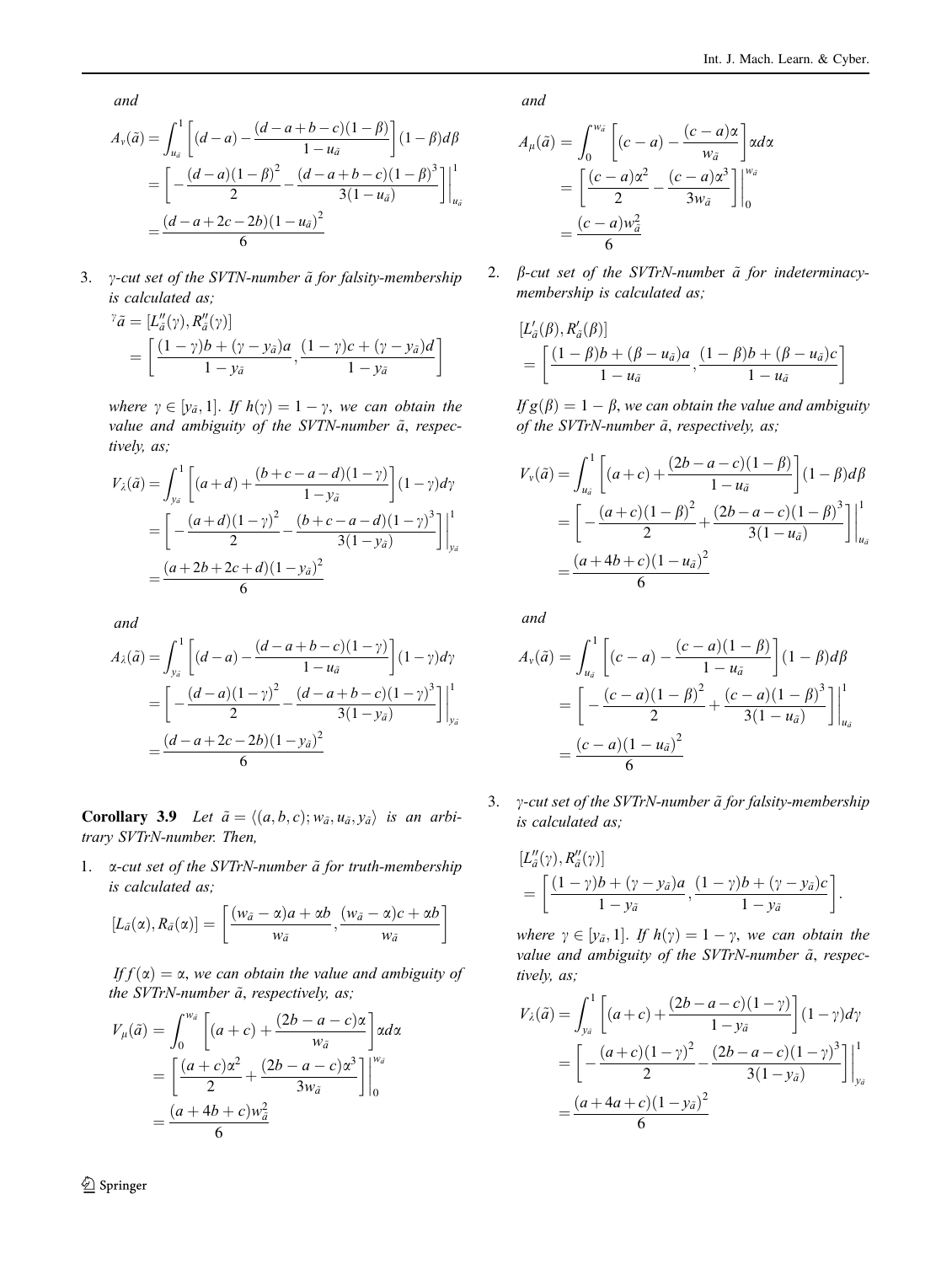*and*

$$
\begin{aligned}
A_{\nu}(\tilde{a}) &= \int_{u_{\tilde{a}}}^{1} \left[ (d-a) - \frac{(d-a+b-c)(1-\beta)}{1-u_{\tilde{a}}} \right] (1-\beta) d\beta \\
&= \left[ -\frac{(d-a)(1-\beta)^2}{2} - \frac{(d-a+b-c)(1-\beta)^3}{3(1-u_{\tilde{a}})} \right] \Bigg|_{u_{\tilde{a}}}^{1} \\
&= \frac{(d-a+2c-2b)(1-u_{\tilde{a}})^2}{6}
\end{aligned}
$$

3. *$\gamma$-cut set of the SVTN-number $\tilde{a}$ for falsity-membership is calculated as;*

$$
\begin{aligned}
{}^{\gamma}\tilde{a} &= [L''_{\tilde{a}}(\gamma), R''_{\tilde{a}}(\gamma)] \\
&= \left[ \frac{(1-\gamma)b + (\gamma - y_{\tilde{a}})a}{1-y_{\tilde{a}}}, \frac{(1-\gamma)c + (\gamma - y_{\tilde{a}})d}{1-y_{\tilde{a}}} \right]
\end{aligned}
$$

*where $\gamma \in [y_{\tilde{a}}, 1]$. If $h(\gamma) = 1-\gamma$, we can obtain the value and ambiguity of the SVTN-number $\tilde{a}$, respectively, as;*

$$
\begin{aligned}
V_{\lambda}(\tilde{a}) &= \int_{y_{\tilde{a}}}^{1} \left[ (a+d) + \frac{(b+c-a-d)(1-\gamma)}{1-y_{\tilde{a}}} \right] (1-\gamma) d\gamma \\
&= \left[ -\frac{(a+d)(1-\gamma)^2}{2} - \frac{(b+c-a-d)(1-\gamma)^3}{3(1-y_{\tilde{a}})} \right] \Bigg|_{y_{\tilde{a}}}^{1} \\
&= \frac{(a+2b+2c+d)(1-y_{\tilde{a}})^2}{6}
\end{aligned}
$$

*and*

$$
\begin{aligned}
A_{\lambda}(\tilde{a}) &= \int_{y_{\tilde{a}}}^{1} \left[ (d-a) - \frac{(d-a+b-c)(1-\gamma)}{1-u_{\tilde{a}}} \right] (1-\gamma) d\gamma \\
&= \left[ -\frac{(d-a)(1-\gamma)^2}{2} - \frac{(d-a+b-c)(1-\gamma)^3}{3(1-y_{\tilde{a}})} \right] \Bigg|_{y_{\tilde{a}}}^{1} \\
&= \frac{(d-a+2c-2b)(1-y_{\tilde{a}})^2}{6}
\end{aligned}
$$

**Corollary 3.9** *Let $\tilde{a} = \langle (a, b, c); w_{\tilde{a}}, u_{\tilde{a}}, y_{\tilde{a}} \rangle$ is an arbitrary SVTrN-number. Then,*

1. *$\alpha$-cut set of the SVTrN-number $\tilde{a}$ for truth-membership is calculated as;*

$$
[L_{\tilde{a}}(\alpha), R_{\tilde{a}}(\alpha)] = \left[ \frac{(w_{\tilde{a}} - \alpha)a + \alpha b}{w_{\tilde{a}}}, \frac{(w_{\tilde{a}} - \alpha)c + \alpha b}{w_{\tilde{a}}} \right]
$$

*If $f(\alpha) = \alpha$, we can obtain the value and ambiguity of the SVTrN-number $\tilde{a}$, respectively, as;*

$$
\begin{aligned}
V_{\mu}(\tilde{a}) &= \int_{0}^{w_{\tilde{a}}} \left[ (a+c) + \frac{(2b-a-c)\alpha}{w_{\tilde{a}}} \right] \alpha d\alpha \\
&= \left[ \frac{(a+c)\alpha^2}{2} + \frac{(2b-a-c)\alpha^3}{3w_{\tilde{a}}} \right] \Bigg|_{0}^{w_{\tilde{a}}} \\
&= \frac{(a+4b+c)w_{\tilde{a}}^2}{6}
\end{aligned}
$$

*and*

$$
\begin{aligned}
A_{\mu}(\tilde{a}) &= \int_{0}^{w_{\tilde{a}}} \left[ (c-a) - \frac{(c-a)\alpha}{w_{\tilde{a}}} \right] \alpha d\alpha \\
&= \left[ \frac{(c-a)\alpha^2}{2} - \frac{(c-a)\alpha^3}{3w_{\tilde{a}}} \right] \Bigg|_{0}^{w_{\tilde{a}}} \\
&= \frac{(c-a)w_{\tilde{a}}^2}{6}
\end{aligned}
$$

2. *$\beta$-cut set of the SVTrN-number $\tilde{a}$ for indeterminacy-membership is calculated as;*

$$
\begin{aligned}
&[L'_{\tilde{a}}(\beta), R'_{\tilde{a}}(\beta)] \\
&= \left[ \frac{(1-\beta)b + (\beta - u_{\tilde{a}})a}{1-u_{\tilde{a}}}, \frac{(1-\beta)b + (\beta - u_{\tilde{a}})c}{1-u_{\tilde{a}}} \right]
\end{aligned}
$$

*If $g(\beta) = 1-\beta$, we can obtain the value and ambiguity of the SVTrN-number $\tilde{a}$, respectively, as;*

$$
\begin{aligned}
V_{\nu}(\tilde{a}) &= \int_{u_{\tilde{a}}}^{1} \left[ (a+c) + \frac{(2b-a-c)(1-\beta)}{1-u_{\tilde{a}}} \right] (1-\beta) d\beta \\
&= \left[ -\frac{(a+c)(1-\beta)^2}{2} + \frac{(2b-a-c)(1-\beta)^3}{3(1-u_{\tilde{a}})} \right] \Bigg|_{u_{\tilde{a}}}^{1} \\
&= \frac{(a+4b+c)(1-u_{\tilde{a}})^2}{6}
\end{aligned}
$$

*and*

$$
\begin{aligned}
A_{\nu}(\tilde{a}) &= \int_{u_{\tilde{a}}}^{1} \left[ (c-a) - \frac{(c-a)(1-\beta)}{1-u_{\tilde{a}}} \right] (1-\beta) d\beta \\
&= \left[ -\frac{(c-a)(1-\beta)^2}{2} + \frac{(c-a)(1-\beta)^3}{3(1-u_{\tilde{a}})} \right] \Bigg|_{u_{\tilde{a}}}^{1} \\
&= \frac{(c-a)(1-u_{\tilde{a}})^2}{6}
\end{aligned}
$$

3. *$\gamma$-cut set of the SVTrN-number $\tilde{a}$ for falsity-membership is calculated as;*

$$
\begin{aligned}
&[L''_{\tilde{a}}(\gamma), R''_{\tilde{a}}(\gamma)] \\
&= \left[ \frac{(1-\gamma)b + (\gamma - y_{\tilde{a}})a}{1-y_{\tilde{a}}}, \frac{(1-\gamma)b + (\gamma - y_{\tilde{a}})c}{1-y_{\tilde{a}}} \right].
\end{aligned}
$$

*where $\gamma \in [y_{\tilde{a}}, 1]$. If $h(\gamma) = 1-\gamma$, we can obtain the value and ambiguity of the SVTrN-number $\tilde{a}$, respectively, as;*

$$
\begin{aligned}
V_{\lambda}(\tilde{a}) &= \int_{y_{\tilde{a}}}^{1} \left[ (a+c) + \frac{(2b-a-c)(1-\gamma)}{1-y_{\tilde{a}}} \right] (1-\gamma) d\gamma \\
&= \left[ -\frac{(a+c)(1-\gamma)^2}{2} - \frac{(2b-a-c)(1-\gamma)^3}{3(1-y_{\tilde{a}})} \right] \Bigg|_{y_{\tilde{a}}}^{1} \\
&= \frac{(a+4a+c)(1-y_{\tilde{a}})^2}{6}
\end{aligned}
$$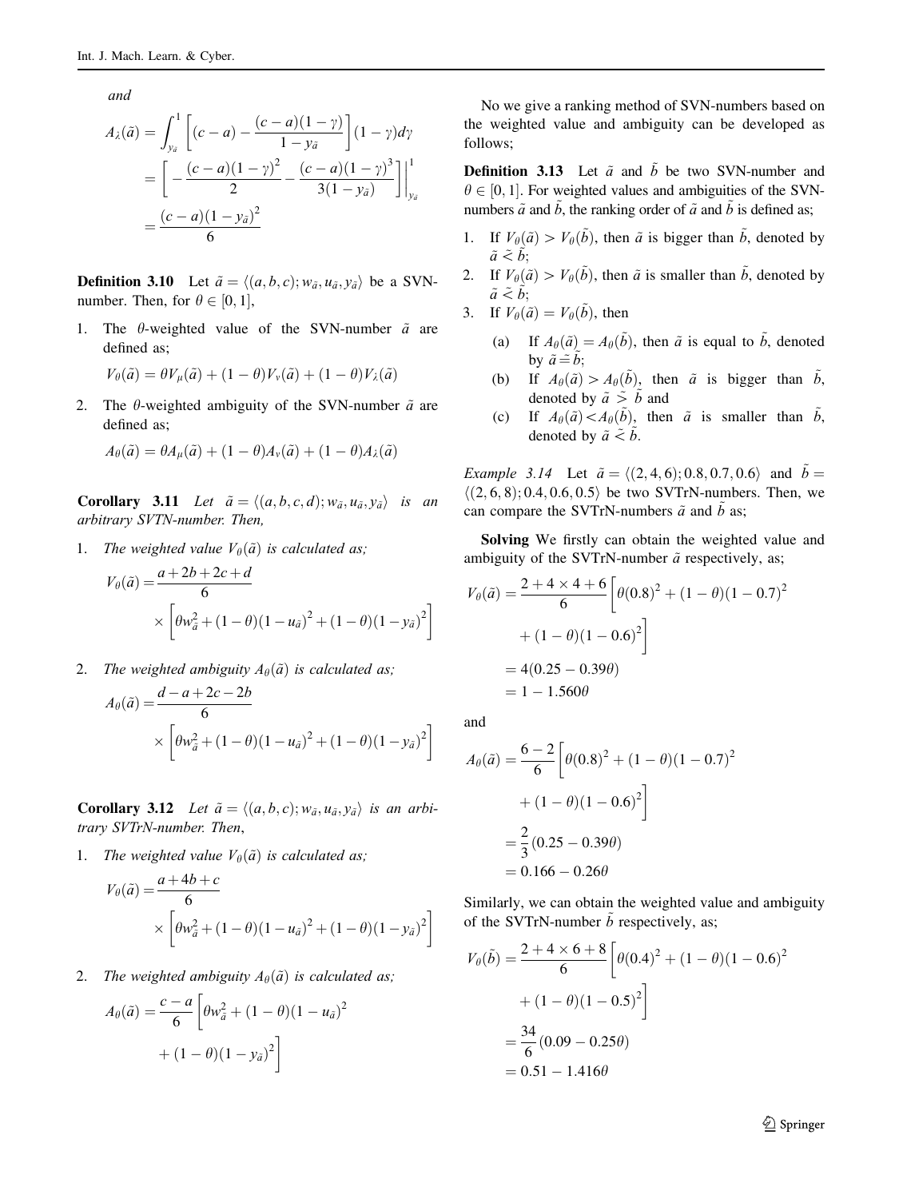*and*

$$
\begin{aligned}
A_{\lambda}(\tilde{a}) &= \int_{y_{\tilde{a}}}^{1} \left[ (c-a) - \frac{(c-a)(1-\gamma)}{1-y_{\tilde{a}}} \right] (1-\gamma) d\gamma \\
&= \left[ -\frac{(c-a)(1-\gamma)^2}{2} - \frac{(c-a)(1-\gamma)^3}{3(1-y_{\tilde{a}})} \right] \Bigg|_{y_{\tilde{a}}}^{1} \\
&= \frac{(c-a)(1-y_{\tilde{a}})^2}{6}
\end{aligned}
$$

**Definition 3.10** Let $\tilde{a} = \langle (a, b, c); w_{\tilde{a}}, u_{\tilde{a}}, y_{\tilde{a}} \rangle$ be a SVN-number. Then, for $\theta \in [0, 1]$,

1. The $\theta$-weighted value of the SVN-number $\tilde{a}$ are defined as;

$$V_{\theta}(\tilde{a}) = \theta V_{\mu}(\tilde{a}) + (1-\theta) V_{\nu}(\tilde{a}) + (1-\theta) V_{\lambda}(\tilde{a})$$

2. The $\theta$-weighted ambiguity of the SVN-number $\tilde{a}$ are defined as;

$$A_{\theta}(\tilde{a}) = \theta A_{\mu}(\tilde{a}) + (1-\theta) A_{\nu}(\tilde{a}) + (1-\theta) A_{\lambda}(\tilde{a})$$

**Corollary 3.11** *Let $\tilde{a} = \langle (a, b, c, d); w_{\tilde{a}}, u_{\tilde{a}}, y_{\tilde{a}} \rangle$ is an arbitrary SVTN-number. Then,*

1. *The weighted value $V_{\theta}(\tilde{a})$ is calculated as;*

$$V_{\theta}(\tilde{a}) = \frac{a+2b+2c+d}{6} \times \left[ \theta w_{\tilde{a}}^2 + (1-\theta)(1-u_{\tilde{a}})^2 + (1-\theta)(1-y_{\tilde{a}})^2 \right]$$

2. *The weighted ambiguity $A_{\theta}(\tilde{a})$ is calculated as;*

$$A_{\theta}(\tilde{a}) = \frac{d-a+2c-2b}{6} \times \left[ \theta w_{\tilde{a}}^2 + (1-\theta)(1-u_{\tilde{a}})^2 + (1-\theta)(1-y_{\tilde{a}})^2 \right]$$

**Corollary 3.12** *Let $\tilde{a} = \langle (a, b, c); w_{\tilde{a}}, u_{\tilde{a}}, y_{\tilde{a}} \rangle$ is an arbitrary SVTrN-number. Then,*

1. *The weighted value $V_{\theta}(\tilde{a})$ is calculated as;*

$$V_{\theta}(\tilde{a}) = \frac{a+4b+c}{6} \times \left[ \theta w_{\tilde{a}}^2 + (1-\theta)(1-u_{\tilde{a}})^2 + (1-\theta)(1-y_{\tilde{a}})^2 \right]$$

2. *The weighted ambiguity $A_{\theta}(\tilde{a})$ is calculated as;*

$$A_{\theta}(\tilde{a}) = \frac{c-a}{6} \left[ \theta w_{\tilde{a}}^2 + (1-\theta)(1-u_{\tilde{a}})^2 + (1-\theta)(1-y_{\tilde{a}})^2 \right]$$

No we give a ranking method of SVN-numbers based on the weighted value and ambiguity can be developed as follows;

**Definition 3.13** Let $\tilde{a}$ and $\tilde{b}$ be two SVN-number and $\theta \in [0, 1]$. For weighted values and ambiguities of the SVN-numbers $\tilde{a}$ and $\tilde{b}$, the ranking order of $\tilde{a}$ and $\tilde{b}$ is defined as;

1. If $V_{\theta}(\tilde{a}) > V_{\theta}(\tilde{b})$, then $\tilde{a}$ is bigger than $\tilde{b}$, denoted by $\tilde{a} \tilde{<} \tilde{b}$;
2. If $V_{\theta}(\tilde{a}) > V_{\theta}(\tilde{b})$, then $\tilde{a}$ is smaller than $\tilde{b}$, denoted by $\tilde{a} \tilde{<} \tilde{b}$;
3. If $V_{\theta}(\tilde{a}) = V_{\theta}(\tilde{b})$, then
   (a) If $A_{\theta}(\tilde{a}) = A_{\theta}(\tilde{b})$, then $\tilde{a}$ is equal to $\tilde{b}$, denoted by $\tilde{a} \tilde{=} \tilde{b}$;
   (b) If $A_{\theta}(\tilde{a}) > A_{\theta}(\tilde{b})$, then $\tilde{a}$ is bigger than $\tilde{b}$, denoted by $\tilde{a} \tilde{>} \tilde{b}$ and
   (c) If $A_{\theta}(\tilde{a}) < A_{\theta}(\tilde{b})$, then $\tilde{a}$ is smaller than $\tilde{b}$, denoted by $\tilde{a} \tilde{<} \tilde{b}$.

*Example 3.14* Let $\tilde{a} = \langle (2, 4, 6); 0.8, 0.7, 0.6 \rangle$ and $\tilde{b} = \langle (2, 6, 8); 0.4, 0.6, 0.5 \rangle$ be two SVTrN-numbers. Then, we can compare the SVTrN-numbers $\tilde{a}$ and $\tilde{b}$ as;

**Solving** We firstly can obtain the weighted value and ambiguity of the SVTrN-number $\tilde{a}$ respectively, as;

$$
\begin{aligned}
V_{\theta}(\tilde{a}) &= \frac{2+4\times4+6}{6} \left[ \theta(0.8)^2 + (1-\theta)(1-0.7)^2 + (1-\theta)(1-0.6)^2 \right] \\
&= 4(0.25 - 0.39\theta) \\
&= 1 - 1.560\theta
\end{aligned}
$$

and

$$
\begin{aligned}
A_{\theta}(\tilde{a}) &= \frac{6-2}{6} \left[ \theta(0.8)^2 + (1-\theta)(1-0.7)^2 + (1-\theta)(1-0.6)^2 \right] \\
&= \frac{2}{3}(0.25 - 0.39\theta) \\
&= 0.166 - 0.26\theta
\end{aligned}
$$

Similarly, we can obtain the weighted value and ambiguity of the SVTrN-number $\tilde{b}$ respectively, as;

$$
\begin{aligned}
V_{\theta}(\tilde{b}) &= \frac{2+4\times6+8}{6} \left[ \theta(0.4)^2 + (1-\theta)(1-0.6)^2 + (1-\theta)(1-0.5)^2 \right] \\
&= \frac{34}{6}(0.09 - 0.25\theta) \\
&= 0.51 - 1.416\theta
\end{aligned}
$$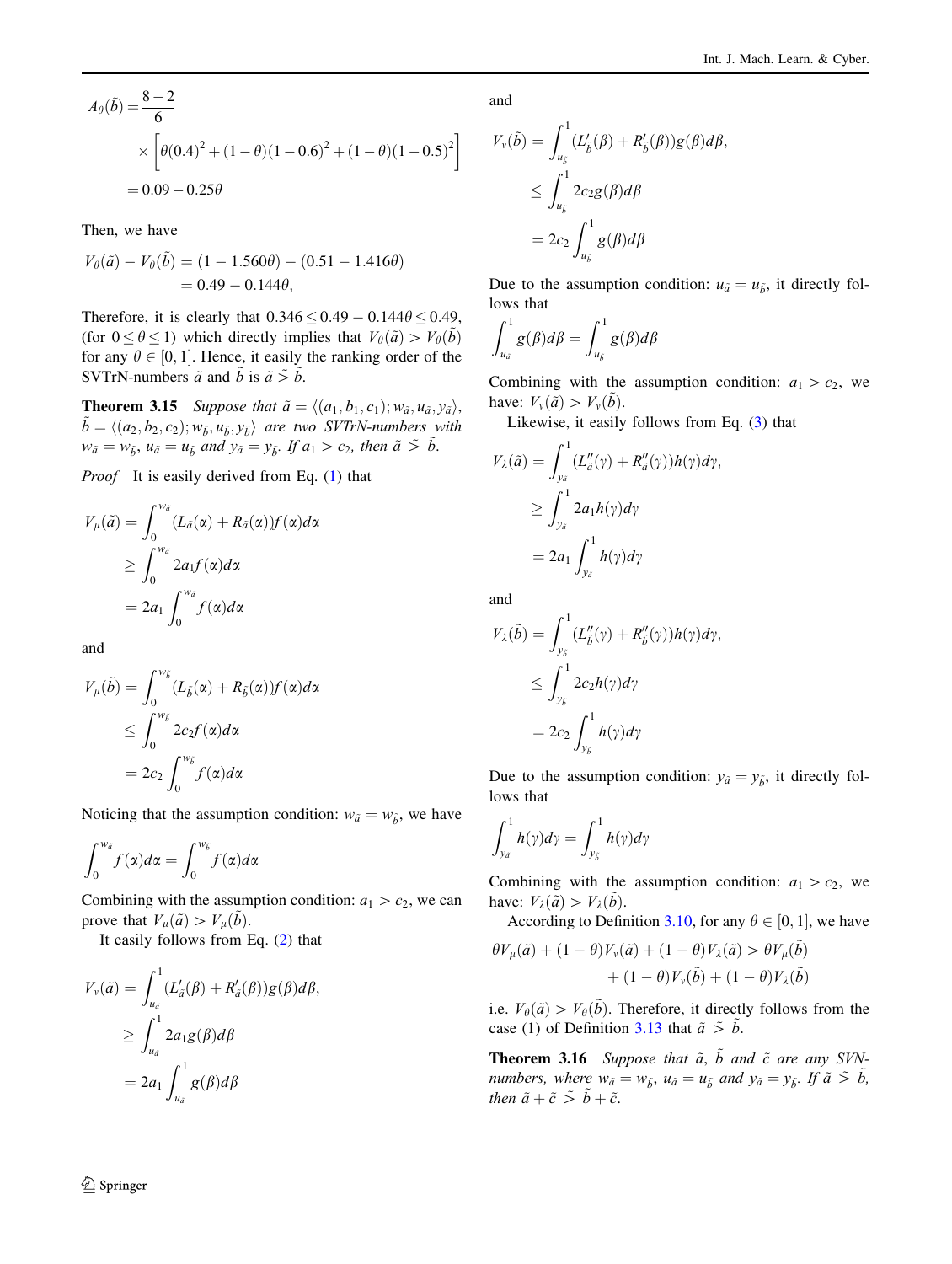$$A_\theta(\tilde{b}) = \frac{8-2}{6} \times \left[\theta(0.4)^2 + (1-\theta)(1-0.6)^2 + (1-\theta)(1-0.5)^2\right] = 0.09 - 0.25\theta$$

Then, we have

$$V_\theta(\tilde{a}) - V_\theta(\tilde{b}) = (1 - 1.560\theta) - (0.51 - 1.416\theta) = 0.49 - 0.144\theta,$$

Therefore, it is clearly that $0.346 \leq 0.49 - 0.144\theta \leq 0.49$, (for $0 \leq \theta \leq 1$) which directly implies that $V_\theta(\tilde{a}) > V_\theta(\tilde{b})$ for any $\theta \in [0, 1]$. Hence, it easily the ranking order of the SVTrN-numbers $\tilde{a}$ and $\tilde{b}$ is $\tilde{a} \tilde{>} \tilde{b}$.

**Theorem 3.15** *Suppose that $\tilde{a} = \langle (a_1, b_1, c_1); w_{\tilde{a}}, u_{\tilde{a}}, y_{\tilde{a}} \rangle$, $\tilde{b} = \langle (a_2, b_2, c_2); w_{\tilde{b}}, u_{\tilde{b}}, y_{\tilde{b}} \rangle$ are two SVTrN-numbers with $w_{\tilde{a}} = w_{\tilde{b}}$, $u_{\tilde{a}} = u_{\tilde{b}}$ and $y_{\tilde{a}} = y_{\tilde{b}}$. If $a_1 > c_2$, then $\tilde{a} \tilde{>} \tilde{b}$.*

*Proof* It is easily derived from Eq. (1) that

$$V_\mu(\tilde{a}) = \int_0^{w_{\tilde{a}}} (L_{\tilde{a}}(\alpha) + R_{\tilde{a}}(\alpha)) f(\alpha) d\alpha \geq \int_0^{w_{\tilde{a}}} 2a_1 f(\alpha) d\alpha = 2a_1 \int_0^{w_{\tilde{a}}} f(\alpha) d\alpha$$

and

$$V_\mu(\tilde{b}) = \int_0^{w_{\tilde{b}}} (L_{\tilde{b}}(\alpha) + R_{\tilde{b}}(\alpha)) f(\alpha) d\alpha \leq \int_0^{w_{\tilde{b}}} 2c_2 f(\alpha) d\alpha = 2c_2 \int_0^{w_{\tilde{b}}} f(\alpha) d\alpha$$

Noticing that the assumption condition: $w_{\tilde{a}} = w_{\tilde{b}}$, we have

$$\int_0^{w_{\tilde{a}}} f(\alpha) d\alpha = \int_0^{w_{\tilde{b}}} f(\alpha) d\alpha$$

Combining with the assumption condition: $a_1 > c_2$, we can prove that $V_\mu(\tilde{a}) > V_\mu(\tilde{b})$.

It easily follows from Eq. (2) that

$$V_\nu(\tilde{a}) = \int_{u_{\tilde{a}}}^1 (L'_{\tilde{a}}(\beta) + R'_{\tilde{a}}(\beta)) g(\beta) d\beta, \geq \int_{u_{\tilde{a}}}^1 2a_1 g(\beta) d\beta = 2a_1 \int_{u_{\tilde{a}}}^1 g(\beta) d\beta$$

and

$$V_\nu(\tilde{b}) = \int_{u_{\tilde{b}}}^1 (L'_{\tilde{b}}(\beta) + R'_{\tilde{b}}(\beta)) g(\beta) d\beta, \leq \int_{u_{\tilde{b}}}^1 2c_2 g(\beta) d\beta = 2c_2 \int_{u_{\tilde{b}}}^1 g(\beta) d\beta$$

Due to the assumption condition: $u_{\tilde{a}} = u_{\tilde{b}}$, it directly follows that

$$\int_{u_{\tilde{a}}}^1 g(\beta) d\beta = \int_{u_{\tilde{b}}}^1 g(\beta) d\beta$$

Combining with the assumption condition: $a_1 > c_2$, we have: $V_\nu(\tilde{a}) > V_\nu(\tilde{b})$.

Likewise, it easily follows from Eq. (3) that

$$V_\lambda(\tilde{a}) = \int_{y_{\tilde{a}}}^1 (L''_{\tilde{a}}(\gamma) + R''_{\tilde{a}}(\gamma)) h(\gamma) d\gamma, \geq \int_{y_{\tilde{a}}}^1 2a_1 h(\gamma) d\gamma = 2a_1 \int_{y_{\tilde{a}}}^1 h(\gamma) d\gamma$$

and

$$V_\lambda(\tilde{b}) = \int_{y_{\tilde{b}}}^1 (L''_{\tilde{b}}(\gamma) + R''_{\tilde{b}}(\gamma)) h(\gamma) d\gamma, \leq \int_{y_{\tilde{b}}}^1 2c_2 h(\gamma) d\gamma = 2c_2 \int_{y_{\tilde{b}}}^1 h(\gamma) d\gamma$$

Due to the assumption condition: $y_{\tilde{a}} = y_{\tilde{b}}$, it directly follows that

$$\int_{y_{\tilde{a}}}^1 h(\gamma) d\gamma = \int_{y_{\tilde{b}}}^1 h(\gamma) d\gamma$$

Combining with the assumption condition: $a_1 > c_2$, we have: $V_\lambda(\tilde{a}) > V_\lambda(\tilde{b})$.

According to Definition 3.10, for any $\theta \in [0, 1]$, we have

$$\theta V_\mu(\tilde{a}) + (1-\theta) V_\nu(\tilde{a}) + (1-\theta) V_\lambda(\tilde{a}) > \theta V_\mu(\tilde{b}) + (1-\theta) V_\nu(\tilde{b}) + (1-\theta) V_\lambda(\tilde{b})$$

i.e. $V_\theta(\tilde{a}) > V_\theta(\tilde{b})$. Therefore, it directly follows from the case (1) of Definition 3.13 that $\tilde{a} \tilde{>} \tilde{b}$.

**Theorem 3.16** *Suppose that $\tilde{a}$, $\tilde{b}$ and $\tilde{c}$ are any SVN-numbers, where $w_{\tilde{a}} = w_{\tilde{b}}$, $u_{\tilde{a}} = u_{\tilde{b}}$ and $y_{\tilde{a}} = y_{\tilde{b}}$. If $\tilde{a} \tilde{>} \tilde{b}$, then $\tilde{a} + \tilde{c} \tilde{>} \tilde{b} + \tilde{c}$.*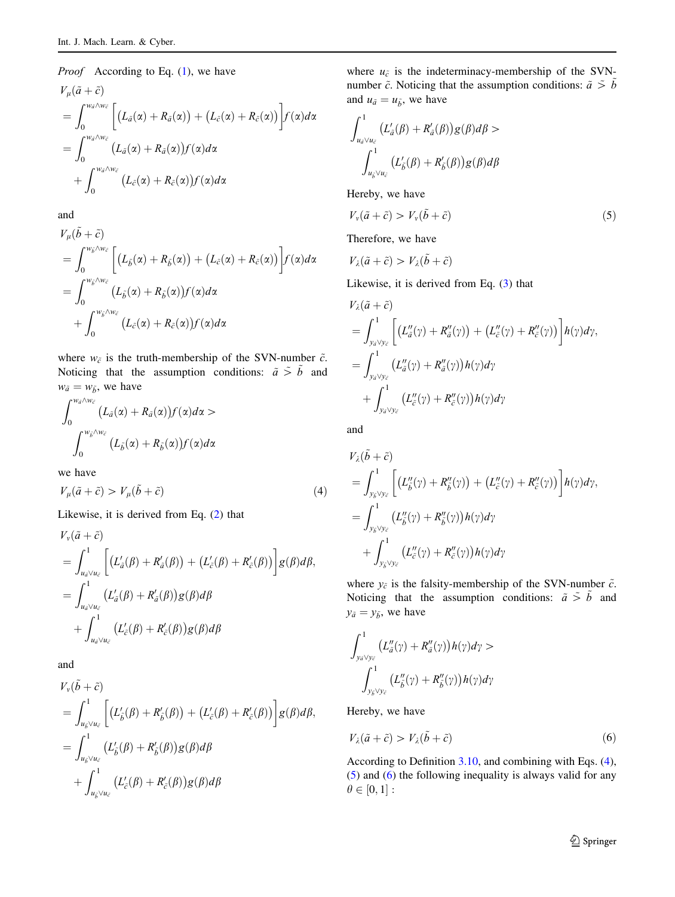*Proof* According to Eq. (1), we have

$$
\begin{aligned}
V_\mu(\tilde{a}+\tilde{c}) &= \int_0^{w_{\tilde{a}}\wedge w_{\tilde{c}}} \Big[\big(L_{\tilde{a}}(\alpha)+R_{\tilde{a}}(\alpha)\big)+\big(L_{\tilde{c}}(\alpha)+R_{\tilde{c}}(\alpha)\big)\Big] f(\alpha)d\alpha \\
&= \int_0^{w_{\tilde{a}}\wedge w_{\tilde{c}}} \big(L_{\tilde{a}}(\alpha)+R_{\tilde{a}}(\alpha)\big) f(\alpha)d\alpha \\
&\quad + \int_0^{w_{\tilde{a}}\wedge w_{\tilde{c}}} \big(L_{\tilde{c}}(\alpha)+R_{\tilde{c}}(\alpha)\big) f(\alpha)d\alpha
\end{aligned}
$$

and

$$
\begin{aligned}
V_\mu(\tilde{b}+\tilde{c}) &= \int_0^{w_{\tilde{b}}\wedge w_{\tilde{c}}} \Big[\big(L_{\tilde{b}}(\alpha)+R_{\tilde{b}}(\alpha)\big)+\big(L_{\tilde{c}}(\alpha)+R_{\tilde{c}}(\alpha)\big)\Big] f(\alpha)d\alpha \\
&= \int_0^{w_{\tilde{b}}\wedge w_{\tilde{c}}} \big(L_{\tilde{b}}(\alpha)+R_{\tilde{b}}(\alpha)\big) f(\alpha)d\alpha \\
&\quad + \int_0^{w_{\tilde{b}}\wedge w_{\tilde{c}}} \big(L_{\tilde{c}}(\alpha)+R_{\tilde{c}}(\alpha)\big) f(\alpha)d\alpha
\end{aligned}
$$

where $w_{\tilde{c}}$ is the truth-membership of the SVN-number $\tilde{c}$. Noticing that the assumption conditions: $\tilde{a} \tilde{>} \tilde{b}$ and $w_{\tilde{a}} = w_{\tilde{b}}$, we have

$$
\int_0^{w_{\tilde{a}}\wedge w_{\tilde{c}}} \big(L_{\tilde{a}}(\alpha)+R_{\tilde{a}}(\alpha)\big) f(\alpha)d\alpha > \int_0^{w_{\tilde{b}}\wedge w_{\tilde{c}}} \big(L_{\tilde{b}}(\alpha)+R_{\tilde{b}}(\alpha)\big) f(\alpha)d\alpha
$$

we have

$$
V_\mu(\tilde{a}+\tilde{c}) > V_\mu(\tilde{b}+\tilde{c}) \tag{4}
$$

Likewise, it is derived from Eq. (2) that

$$
\begin{aligned}
V_\nu(\tilde{a}+\tilde{c}) &= \int_{u_{\tilde{a}}\vee u_{\tilde{c}}}^1 \Big[\big(L'_{\tilde{a}}(\beta)+R'_{\tilde{a}}(\beta)\big)+\big(L'_{\tilde{c}}(\beta)+R'_{\tilde{c}}(\beta)\big)\Big] g(\beta)d\beta, \\
&= \int_{u_{\tilde{a}}\vee u_{\tilde{c}}}^1 \big(L'_{\tilde{a}}(\beta)+R'_{\tilde{a}}(\beta)\big) g(\beta)d\beta \\
&\quad + \int_{u_{\tilde{a}}\vee u_{\tilde{c}}}^1 \big(L'_{\tilde{c}}(\beta)+R'_{\tilde{c}}(\beta)\big) g(\beta)d\beta
\end{aligned}
$$

and

$$
\begin{aligned}
V_\nu(\tilde{b}+\tilde{c}) &= \int_{u_{\tilde{b}}\vee u_{\tilde{c}}}^1 \Big[\big(L'_{\tilde{b}}(\beta)+R'_{\tilde{b}}(\beta)\big)+\big(L'_{\tilde{c}}(\beta)+R'_{\tilde{c}}(\beta)\big)\Big] g(\beta)d\beta, \\
&= \int_{u_{\tilde{b}}\vee u_{\tilde{c}}}^1 \big(L'_{\tilde{b}}(\beta)+R'_{\tilde{b}}(\beta)\big) g(\beta)d\beta \\
&\quad + \int_{u_{\tilde{b}}\vee u_{\tilde{c}}}^1 \big(L'_{\tilde{c}}(\beta)+R'_{\tilde{c}}(\beta)\big) g(\beta)d\beta
\end{aligned}
$$

where $u_{\tilde{c}}$ is the indeterminacy-membership of the SVN-number $\tilde{c}$. Noticing that the assumption conditions: $\tilde{a} \tilde{>} \tilde{b}$ and $u_{\tilde{a}} = u_{\tilde{b}}$, we have

$$
\int_{u_{\tilde{a}}\vee u_{\tilde{c}}}^1 \big(L'_{\tilde{a}}(\beta)+R'_{\tilde{a}}(\beta)\big) g(\beta)d\beta > \int_{u_{\tilde{b}}\vee u_{\tilde{c}}}^1 \big(L'_{\tilde{b}}(\beta)+R'_{\tilde{b}}(\beta)\big) g(\beta)d\beta
$$

Hereby, we have

$$
V_\nu(\tilde{a}+\tilde{c}) > V_\nu(\tilde{b}+\tilde{c}) \tag{5}
$$

Therefore, we have

$$
V_\lambda(\tilde{a}+\tilde{c}) > V_\lambda(\tilde{b}+\tilde{c})
$$

Likewise, it is derived from Eq. (3) that

$$
\begin{aligned}
V_\lambda(\tilde{a}+\tilde{c}) &= \int_{y_{\tilde{a}}\vee y_{\tilde{c}}}^1 \Big[\big(L''_{\tilde{a}}(\gamma)+R''_{\tilde{a}}(\gamma)\big)+\big(L''_{\tilde{c}}(\gamma)+R''_{\tilde{c}}(\gamma)\big)\Big] h(\gamma)d\gamma, \\
&= \int_{y_{\tilde{a}}\vee y_{\tilde{c}}}^1 \big(L''_{\tilde{a}}(\gamma)+R''_{\tilde{a}}(\gamma)\big) h(\gamma)d\gamma \\
&\quad + \int_{y_{\tilde{a}}\vee y_{\tilde{c}}}^1 \big(L''_{\tilde{c}}(\gamma)+R''_{\tilde{c}}(\gamma)\big) h(\gamma)d\gamma
\end{aligned}
$$

and

$$
\begin{aligned}
V_\lambda(\tilde{b}+\tilde{c}) &= \int_{y_{\tilde{b}}\vee y_{\tilde{c}}}^1 \Big[\big(L''_{\tilde{b}}(\gamma)+R''_{\tilde{b}}(\gamma)\big)+\big(L''_{\tilde{c}}(\gamma)+R''_{\tilde{c}}(\gamma)\big)\Big] h(\gamma)d\gamma, \\
&= \int_{y_{\tilde{b}}\vee y_{\tilde{c}}}^1 \big(L''_{\tilde{b}}(\gamma)+R''_{\tilde{b}}(\gamma)\big) h(\gamma)d\gamma \\
&\quad + \int_{y_{\tilde{b}}\vee y_{\tilde{c}}}^1 \big(L''_{\tilde{c}}(\gamma)+R''_{\tilde{c}}(\gamma)\big) h(\gamma)d\gamma
\end{aligned}
$$

where $y_{\tilde{c}}$ is the falsity-membership of the SVN-number $\tilde{c}$. Noticing that the assumption conditions: $\tilde{a} \tilde{>} \tilde{b}$ and $y_{\tilde{a}} = y_{\tilde{b}}$, we have

$$
\int_{y_{\tilde{a}}\vee y_{\tilde{c}}}^1 \big(L''_{\tilde{a}}(\gamma)+R''_{\tilde{a}}(\gamma)\big) h(\gamma)d\gamma > \int_{y_{\tilde{b}}\vee y_{\tilde{c}}}^1 \big(L''_{\tilde{b}}(\gamma)+R''_{\tilde{b}}(\gamma)\big) h(\gamma)d\gamma
$$

Hereby, we have

$$
V_\lambda(\tilde{a}+\tilde{c}) > V_\lambda(\tilde{b}+\tilde{c}) \tag{6}
$$

According to Definition 3.10, and combining with Eqs. (4), (5) and (6) the following inequality is always valid for any $\theta \in [0,1]$ :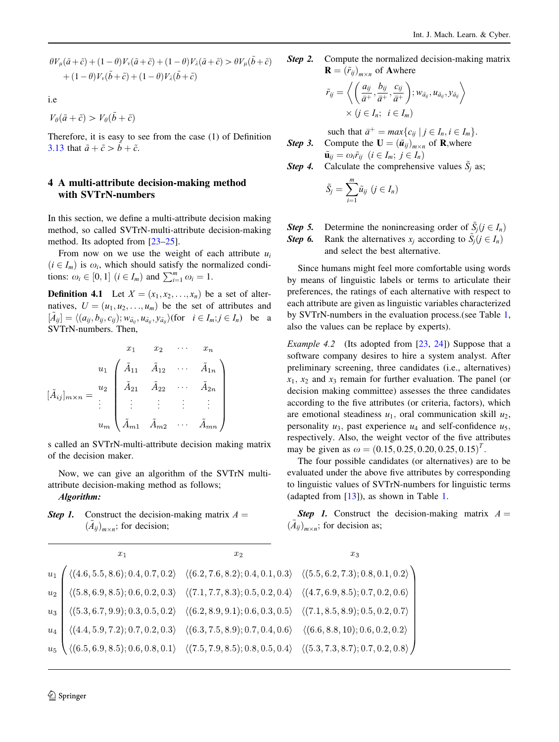$$\theta V_\mu(\tilde{a}+\tilde{c}) + (1-\theta)V_\nu(\tilde{a}+\tilde{c}) + (1-\theta)V_\lambda(\tilde{a}+\tilde{c}) > \theta V_\mu(\tilde{b}+\tilde{c}) + (1-\theta)V_\nu(\tilde{b}+\tilde{c}) + (1-\theta)V_\lambda(\tilde{b}+\tilde{c})$$

i.e

$$V_\theta(\tilde{a}+\tilde{c}) > V_\theta(\tilde{b}+\tilde{c})$$

Therefore, it is easy to see from the case (1) of Definition 3.13 that $\tilde{a}+\tilde{c} > \tilde{b}+\tilde{c}$.

## 4 A multi-attribute decision-making method with SVTrN-numbers

In this section, we define a multi-attribute decision making method, so called SVTrN-multi-attribute decision-making method. Its adopted from [23–25].

From now on we use the weight of each attribute $u_i$ ($i \in I_m$) is $\omega_i$, which should satisfy the normalized conditions: $\omega_i \in [0,1]$ ($i \in I_m$) and $\sum_{i=1}^{m} \omega_i = 1$.

**Definition 4.1** Let $X = (x_1, x_2, \ldots, x_n)$ be a set of alternatives, $U = (u_1, u_2, \ldots, u_m)$ be the set of attributes and $[\tilde{A}_{ij}] = \langle (a_{ij}, b_{ij}, c_{ij}); w_{\tilde{a}_{ij}}, u_{\tilde{a}_{ij}}, y_{\tilde{a}_{ij}} \rangle$(for $i \in I_m; j \in I_n$) be a SVTrN-numbers. Then,

$$[\tilde{A}_{ij}]_{m\times n} = \begin{array}{c} \\ u_1 \\ u_2 \\ \vdots \\ u_m \end{array} \begin{array}{c} \begin{array}{cccc} x_1 & x_2 & \cdots & x_n \end{array} \\ \begin{pmatrix} \tilde{A}_{11} & \tilde{A}_{12} & \cdots & \tilde{A}_{1n} \\ \tilde{A}_{21} & \tilde{A}_{22} & \cdots & \tilde{A}_{2n} \\ \vdots & \vdots & \vdots & \vdots \\ \tilde{A}_{m1} & \tilde{A}_{m2} & \cdots & \tilde{A}_{mn} \end{pmatrix} \end{array}$$

s called an SVTrN-multi-attribute decision making matrix of the decision maker.

Now, we can give an algorithm of the SVTrN multi-attribute decision-making method as follows;

***Algorithm:***

***Step 1.*** Construct the decision-making matrix $A = (\tilde{A}_{ij})_{m\times n}$; for decision;

***Step 2.*** Compute the normalized decision-making matrix $\mathbf{R} = (\tilde{r}_{ij})_{m\times n}$ of $\mathbf{A}$where

$$\tilde{r}_{ij} = \left\langle \left( \frac{a_{ij}}{\bar{a}^+}, \frac{b_{ij}}{\bar{a}^+}, \frac{c_{ij}}{\bar{a}^+} \right); w_{\tilde{a}_{ij}}, u_{\tilde{a}_{ij}}, y_{\tilde{a}_{ij}} \right\rangle \times (j \in I_n; \ i \in I_m)$$

such that $\bar{a}^+ = max\{c_{ij} \mid j \in I_n, i \in I_m\}$.

***Step 3.*** Compute the $\mathbf{U} = (\tilde{\mathbf{u}}_{ij})_{m\times n}$ of $\mathbf{R}$,where $\tilde{\mathbf{u}}_{ij} = \omega_i \tilde{r}_{ij}$ $(i \in I_m; \ j \in I_n)$

***Step 4.*** Calculate the comprehensive values $\tilde{S}_j$ as;

$$\tilde{S}_j = \sum_{i=1}^{m} \tilde{u}_{ij} \ (j \in I_n)$$

***Step 5.*** Determine the nonincreasing order of $\tilde{S}_j (j \in I_n)$

***Step 6.*** Rank the alternatives $x_j$ according to $\tilde{S}_j (j \in I_n)$ and select the best alternative.

Since humans might feel more comfortable using words by means of linguistic labels or terms to articulate their preferences, the ratings of each alternative with respect to each attribute are given as linguistic variables characterized by SVTrN-numbers in the evaluation process.(see Table 1, also the values can be replace by experts).

*Example 4.2* (Its adopted from [23, 24]) Suppose that a software company desires to hire a system analyst. After preliminary screening, three candidates (i.e., alternatives) $x_1$, $x_2$ and $x_3$ remain for further evaluation. The panel (or decision making committee) assesses the three candidates according to the five attributes (or criteria, factors), which are emotional steadiness $u_1$, oral communication skill $u_2$, personality $u_3$, past experience $u_4$ and self-confidence $u_5$, respectively. Also, the weight vector of the five attributes may be given as $\omega = (0.15, 0.25, 0.20, 0.25, 0.15)^T$.

The four possible candidates (or alternatives) are to be evaluated under the above five attributes by corresponding to linguistic values of SVTrN-numbers for linguistic terms (adapted from [13]), as shown in Table 1.

***Step 1.*** Construct the decision-making matrix $A = (\tilde{A}_{ij})_{m\times n}$; for decision as;

$$\begin{array}{c} \\ u_1 \\ u_2 \\ u_3 \\ u_4 \\ u_5 \end{array} \begin{array}{c} \begin{array}{ccc} \quad x_1 \quad & \quad x_2 \quad & \quad x_3 \quad \end{array} \\ \begin{pmatrix} \langle(4.6,5.5,8.6);0.4,0.7,0.2\rangle & \langle(6.2,7.6,8.2);0.4,0.1,0.3\rangle & \langle(5.5,6.2,7.3);0.8,0.1,0.2\rangle \\ \langle(5.8,6.9,8.5);0.6,0.2,0.3\rangle & \langle(7.1,7.7,8.3);0.5,0.2,0.4\rangle & \langle(4.7,6.9,8.5);0.7,0.2,0.6\rangle \\ \langle(5.3,6.7,9.9);0.3,0.5,0.2\rangle & \langle(6.2,8.9,9.1);0.6,0.3,0.5\rangle & \langle(7.1,8.5,8.9);0.5,0.2,0.7\rangle \\ \langle(4.4,5.9,7.2);0.7,0.2,0.3\rangle & \langle(6.3,7.5,8.9);0.7,0.4,0.6\rangle & \langle(6.6,8.8,10);0.6,0.2,0.2\rangle \\ \langle(6.5,6.9,8.5);0.6,0.8,0.1\rangle & \langle(7.5,7.9,8.5);0.8,0.5,0.4\rangle & \langle(5.3,7.3,8.7);0.7,0.2,0.8\rangle \end{pmatrix} \end{array}$$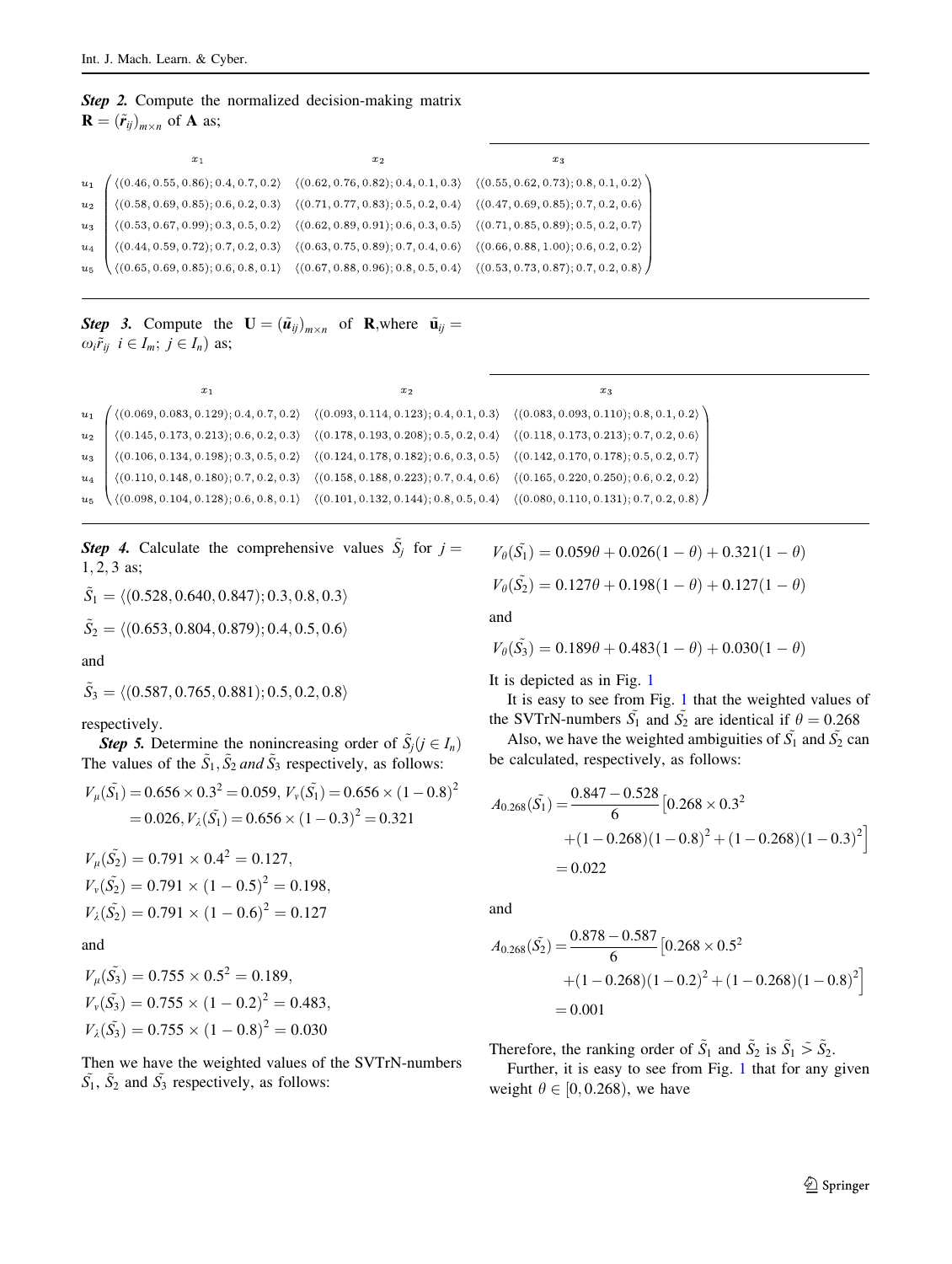***Step 2.*** Compute the normalized decision-making matrix $\mathbf{R} = (\tilde{r}_{ij})_{m\times n}$ of $\mathbf{A}$ as;

| | $x_1$ | $x_2$ | $x_3$ |
|---|---|---|---|
| $u_1$ | $\langle(0.46, 0.55, 0.86); 0.4, 0.7, 0.2\rangle$ | $\langle(0.62, 0.76, 0.82); 0.4, 0.1, 0.3\rangle$ | $\langle(0.55, 0.62, 0.73); 0.8, 0.1, 0.2\rangle$ |
| $u_2$ | $\langle(0.58, 0.69, 0.85); 0.6, 0.2, 0.3\rangle$ | $\langle(0.71, 0.77, 0.83); 0.5, 0.2, 0.4\rangle$ | $\langle(0.47, 0.69, 0.85); 0.7, 0.2, 0.6\rangle$ |
| $u_3$ | $\langle(0.53, 0.67, 0.99); 0.3, 0.5, 0.2\rangle$ | $\langle(0.62, 0.89, 0.91); 0.6, 0.3, 0.5\rangle$ | $\langle(0.71, 0.85, 0.89); 0.5, 0.2, 0.7\rangle$ |
| $u_4$ | $\langle(0.44, 0.59, 0.72); 0.7, 0.2, 0.3\rangle$ | $\langle(0.63, 0.75, 0.89); 0.7, 0.4, 0.6\rangle$ | $\langle(0.66, 0.88, 1.00); 0.6, 0.2, 0.2\rangle$ |
| $u_5$ | $\langle(0.65, 0.69, 0.85); 0.6, 0.8, 0.1\rangle$ | $\langle(0.67, 0.88, 0.96); 0.8, 0.5, 0.4\rangle$ | $\langle(0.53, 0.73, 0.87); 0.7, 0.2, 0.8\rangle$ |

***Step 3.*** Compute the $\mathbf{U} = (\tilde{\mathbf{u}}_{ij})_{m\times n}$ of $\mathbf{R}$, where $\tilde{\mathbf{u}}_{ij} = \omega_i \tilde{r}_{ij}\;\; i \in I_m;\; j \in I_n)$ as;

| | $x_1$ | $x_2$ | $x_3$ |
|---|---|---|---|
| $u_1$ | $\langle(0.069, 0.083, 0.129); 0.4, 0.7, 0.2\rangle$ | $\langle(0.093, 0.114, 0.123); 0.4, 0.1, 0.3\rangle$ | $\langle(0.083, 0.093, 0.110); 0.8, 0.1, 0.2\rangle$ |
| $u_2$ | $\langle(0.145, 0.173, 0.213); 0.6, 0.2, 0.3\rangle$ | $\langle(0.178, 0.193, 0.208); 0.5, 0.2, 0.4\rangle$ | $\langle(0.118, 0.173, 0.213); 0.7, 0.2, 0.6\rangle$ |
| $u_3$ | $\langle(0.106, 0.134, 0.198); 0.3, 0.5, 0.2\rangle$ | $\langle(0.124, 0.178, 0.182); 0.6, 0.3, 0.5\rangle$ | $\langle(0.142, 0.170, 0.178); 0.5, 0.2, 0.7\rangle$ |
| $u_4$ | $\langle(0.110, 0.148, 0.180); 0.7, 0.2, 0.3\rangle$ | $\langle(0.158, 0.188, 0.223); 0.7, 0.4, 0.6\rangle$ | $\langle(0.165, 0.220, 0.250); 0.6, 0.2, 0.2\rangle$ |
| $u_5$ | $\langle(0.098, 0.104, 0.128); 0.6, 0.8, 0.1\rangle$ | $\langle(0.101, 0.132, 0.144); 0.8, 0.5, 0.4\rangle$ | $\langle(0.080, 0.110, 0.131); 0.7, 0.2, 0.8\rangle$ |

***Step 4.*** Calculate the comprehensive values $\tilde{S}_j$ for $j = 1, 2, 3$ as;

$$\tilde{S}_1 = \langle(0.528, 0.640, 0.847); 0.3, 0.8, 0.3\rangle$$

$$\tilde{S}_2 = \langle(0.653, 0.804, 0.879); 0.4, 0.5, 0.6\rangle$$

and

$$\tilde{S}_3 = \langle(0.587, 0.765, 0.881); 0.5, 0.2, 0.8\rangle$$

respectively.

***Step 5.*** Determine the nonincreasing order of $\tilde{S}_j (j \in I_n)$ The values of the $\tilde{S}_1, \tilde{S}_2$ *and* $\tilde{S}_3$ respectively, as follows:

$$V_\mu(\tilde{S_1}) = 0.656 \times 0.3^2 = 0.059,\; V_\nu(\tilde{S_1}) = 0.656 \times (1 - 0.8)^2 = 0.026,\; V_\lambda(\tilde{S_1}) = 0.656 \times (1 - 0.3)^2 = 0.321$$

$$V_\mu(\tilde{S_2}) = 0.791 \times 0.4^2 = 0.127,$$
$$V_\nu(\tilde{S_2}) = 0.791 \times (1 - 0.5)^2 = 0.198,$$
$$V_\lambda(\tilde{S_2}) = 0.791 \times (1 - 0.6)^2 = 0.127$$

and

$$V_\mu(\tilde{S_3}) = 0.755 \times 0.5^2 = 0.189,$$
$$V_\nu(\tilde{S_3}) = 0.755 \times (1 - 0.2)^2 = 0.483,$$
$$V_\lambda(\tilde{S_3}) = 0.755 \times (1 - 0.8)^2 = 0.030$$

Then we have the weighted values of the SVTrN-numbers $\tilde{S_1}$, $\tilde{S_2}$ and $\tilde{S_3}$ respectively, as follows:

$$V_\theta(\tilde{S_1}) = 0.059\theta + 0.026(1 - \theta) + 0.321(1 - \theta)$$

$$V_\theta(\tilde{S_2}) = 0.127\theta + 0.198(1 - \theta) + 0.127(1 - \theta)$$

and

$$V_\theta(\tilde{S_3}) = 0.189\theta + 0.483(1 - \theta) + 0.030(1 - \theta)$$

It is depicted as in Fig. 1

It is easy to see from Fig. 1 that the weighted values of the SVTrN-numbers $\tilde{S_1}$ and $\tilde{S_2}$ are identical if $\theta = 0.268$

Also, we have the weighted ambiguities of $\tilde{S_1}$ and $\tilde{S_2}$ can be calculated, respectively, as follows:

$$A_{0.268}(\tilde{S_1}) = \frac{0.847 - 0.528}{6}\left[0.268 \times 0.3^2 + (1 - 0.268)(1 - 0.8)^2 + (1 - 0.268)(1 - 0.3)^2\right] = 0.022$$

and

$$A_{0.268}(\tilde{S_2}) = \frac{0.878 - 0.587}{6}\left[0.268 \times 0.5^2 + (1 - 0.268)(1 - 0.2)^2 + (1 - 0.268)(1 - 0.8)^2\right] = 0.001$$

Therefore, the ranking order of $\tilde{S}_1$ and $\tilde{S}_2$ is $\tilde{S}_1 \tilde{>} \tilde{S}_2$.

Further, it is easy to see from Fig. 1 that for any given weight $\theta \in [0, 0.268)$, we have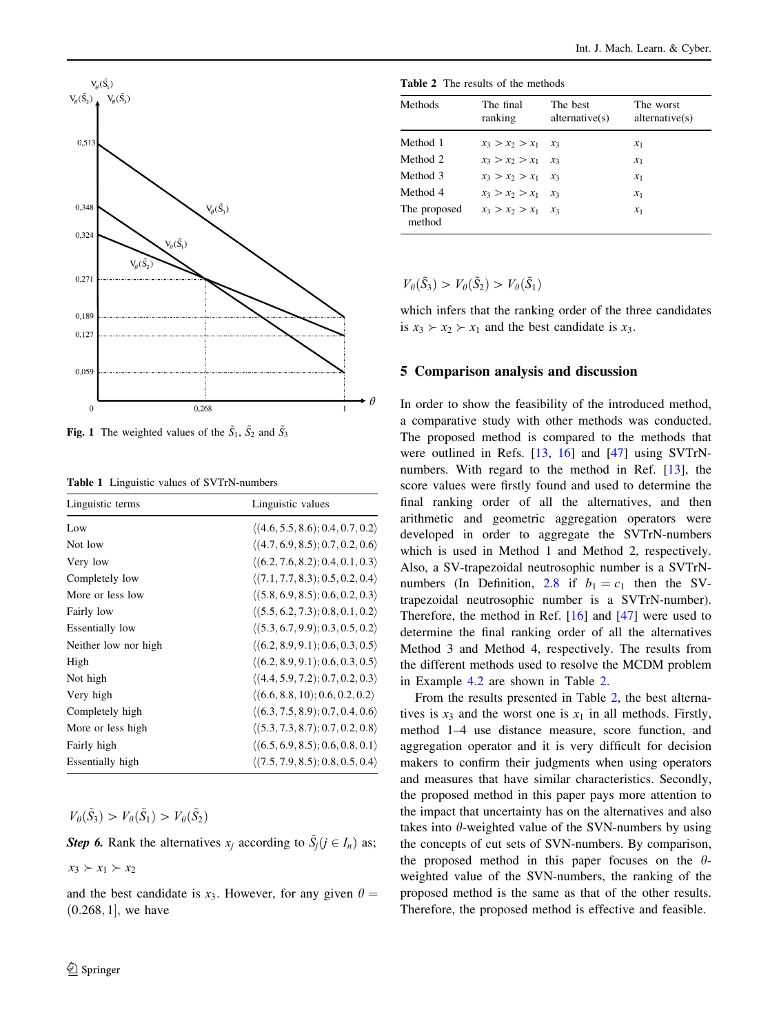Fig. 1 The weighted values of the $\tilde{S}_1$, $\tilde{S}_2$ and $\tilde{S}_3$

Table 1 Linguistic values of SVTrN-numbers

| Linguistic terms | Linguistic values |
|---|---|
| Low | $\langle(4.6, 5.5, 8.6); 0.4, 0.7, 0.2\rangle$ |
| Not low | $\langle(4.7, 6.9, 8.5); 0.7, 0.2, 0.6\rangle$ |
| Very low | $\langle(6.2, 7.6, 8.2); 0.4, 0.1, 0.3\rangle$ |
| Completely low | $\langle(7.1, 7.7, 8.3); 0.5, 0.2, 0.4\rangle$ |
| More or less low | $\langle(5.8, 6.9, 8.5); 0.6, 0.2, 0.3\rangle$ |
| Fairly low | $\langle(5.5, 6.2, 7.3); 0.8, 0.1, 0.2\rangle$ |
| Essentially low | $\langle(5.3, 6.7, 9.9); 0.3, 0.5, 0.2\rangle$ |
| Neither low nor high | $\langle(6.2, 8.9, 9.1); 0.6, 0.3, 0.5\rangle$ |
| High | $\langle(6.2, 8.9, 9.1); 0.6, 0.3, 0.5\rangle$ |
| Not high | $\langle(4.4, 5.9, 7.2); 0.7, 0.2, 0.3\rangle$ |
| Very high | $\langle(6.6, 8.8, 10); 0.6, 0.2, 0.2\rangle$ |
| Completely high | $\langle(6.3, 7.5, 8.9); 0.7, 0.4, 0.6\rangle$ |
| More or less high | $\langle(5.3, 7.3, 8.7); 0.7, 0.2, 0.8\rangle$ |
| Fairly high | $\langle(6.5, 6.9, 8.5); 0.6, 0.8, 0.1\rangle$ |
| Essentially high | $\langle(7.5, 7.9, 8.5); 0.8, 0.5, 0.4\rangle$ |

$$V_\theta(\tilde{S}_3) > V_\theta(\tilde{S}_1) > V_\theta(\tilde{S}_2)$$

***Step 6.*** Rank the alternatives $x_j$ according to $\tilde{S}_j (j \in I_n)$ as;

$$x_3 \succ x_1 \succ x_2$$

and the best candidate is $x_3$. However, for any given $\theta = (0.268, 1]$, we have

Table 2 The results of the methods

| Methods | The final ranking | The best alternative(s) | The worst alternative(s) |
|---|---|---|---|
| Method 1 | $x_3 > x_2 > x_1$ | $x_3$ | $x_1$ |
| Method 2 | $x_3 > x_2 > x_1$ | $x_3$ | $x_1$ |
| Method 3 | $x_3 > x_2 > x_1$ | $x_3$ | $x_1$ |
| Method 4 | $x_3 > x_2 > x_1$ | $x_3$ | $x_1$ |
| The proposed method | $x_3 > x_2 > x_1$ | $x_3$ | $x_1$ |

$$V_\theta(\tilde{S}_3) > V_\theta(\tilde{S}_2) > V_\theta(\tilde{S}_1)$$

which infers that the ranking order of the three candidates is $x_3 \succ x_2 \succ x_1$ and the best candidate is $x_3$.

## 5 Comparison analysis and discussion

In order to show the feasibility of the introduced method, a comparative study with other methods was conducted. The proposed method is compared to the methods that were outlined in Refs. [13, 16] and [47] using SVTrN-numbers. With regard to the method in Ref. [13], the score values were firstly found and used to determine the final ranking order of all the alternatives, and then arithmetic and geometric aggregation operators were developed in order to aggregate the SVTrN-numbers which is used in Method 1 and Method 2, respectively. Also, a SV-trapezoidal neutrosophic number is a SVTrN-numbers (In Definition, 2.8 if $b_1 = c_1$ then the SV-trapezoidal neutrosophic number is a SVTrN-number). Therefore, the method in Ref. [16] and [47] were used to determine the final ranking order of all the alternatives Method 3 and Method 4, respectively. The results from the different methods used to resolve the MCDM problem in Example 4.2 are shown in Table 2.

From the results presented in Table 2, the best alternatives is $x_3$ and the worst one is $x_1$ in all methods. Firstly, method 1–4 use distance measure, score function, and aggregation operator and it is very difficult for decision makers to confirm their judgments when using operators and measures that have similar characteristics. Secondly, the proposed method in this paper pays more attention to the impact that uncertainty has on the alternatives and also takes into $\theta$-weighted value of the SVN-numbers by using the concepts of cut sets of SVN-numbers. By comparison, the proposed method in this paper focuses on the $\theta$-weighted value of the SVN-numbers, the ranking of the proposed method is the same as that of the other results. Therefore, the proposed method is effective and feasible.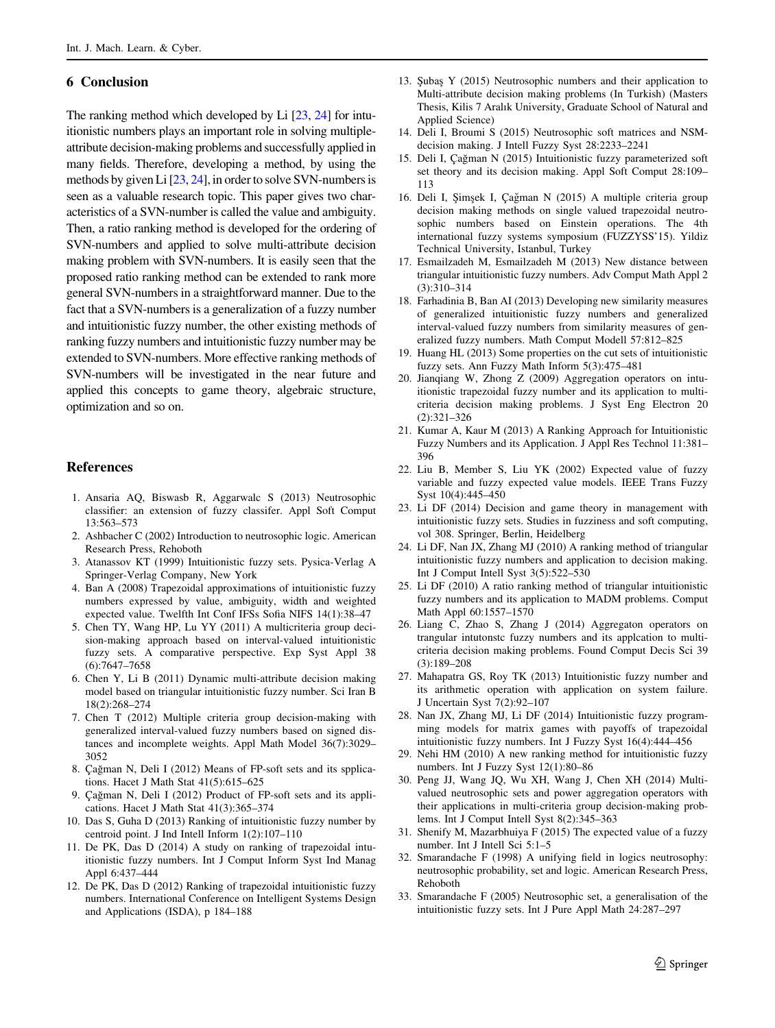## 6 Conclusion

The ranking method which developed by Li [23, 24] for intuitionistic numbers plays an important role in solving multiple-attribute decision-making problems and successfully applied in many fields. Therefore, developing a method, by using the methods by given Li [23, 24], in order to solve SVN-numbers is seen as a valuable research topic. This paper gives two characteristics of a SVN-number is called the value and ambiguity. Then, a ratio ranking method is developed for the ordering of SVN-numbers and applied to solve multi-attribute decision making problem with SVN-numbers. It is easily seen that the proposed ratio ranking method can be extended to rank more general SVN-numbers in a straightforward manner. Due to the fact that a SVN-numbers is a generalization of a fuzzy number and intuitionistic fuzzy number, the other existing methods of ranking fuzzy numbers and intuitionistic fuzzy number may be extended to SVN-numbers. More effective ranking methods of SVN-numbers will be investigated in the near future and applied this concepts to game theory, algebraic structure, optimization and so on.

## References

1. Ansaria AQ, Biswasb R, Aggarwalc S (2013) Neutrosophic classifier: an extension of fuzzy classifer. Appl Soft Comput 13:563–573
2. Ashbacher C (2002) Introduction to neutrosophic logic. American Research Press, Rehoboth
3. Atanassov KT (1999) Intuitionistic fuzzy sets. Pysica-Verlag A Springer-Verlag Company, New York
4. Ban A (2008) Trapezoidal approximations of intuitionistic fuzzy numbers expressed by value, ambiguity, width and weighted expected value. Twelfth Int Conf IFSs Sofia NIFS 14(1):38–47
5. Chen TY, Wang HP, Lu YY (2011) A multicriteria group decision-making approach based on interval-valued intuitionistic fuzzy sets. A comparative perspective. Exp Syst Appl 38 (6):7647–7658
6. Chen Y, Li B (2011) Dynamic multi-attribute decision making model based on triangular intuitionistic fuzzy number. Sci Iran B 18(2):268–274
7. Chen T (2012) Multiple criteria group decision-making with generalized interval-valued fuzzy numbers based on signed distances and incomplete weights. Appl Math Model 36(7):3029–3052
8. Çağman N, Deli I (2012) Means of FP-soft sets and its spplications. Hacet J Math Stat 41(5):615–625
9. Çağman N, Deli I (2012) Product of FP-soft sets and its applications. Hacet J Math Stat 41(3):365–374
10. Das S, Guha D (2013) Ranking of intuitionistic fuzzy number by centroid point. J Ind Intell Inform 1(2):107–110
11. De PK, Das D (2014) A study on ranking of trapezoidal intuitionistic fuzzy numbers. Int J Comput Inform Syst Ind Manag Appl 6:437–444
12. De PK, Das D (2012) Ranking of trapezoidal intuitionistic fuzzy numbers. International Conference on Intelligent Systems Design and Applications (ISDA), p 184–188
13. Şubaş Y (2015) Neutrosophic numbers and their application to Multi-attribute decision making problems (In Turkish) (Masters Thesis, Kilis 7 Aralık University, Graduate School of Natural and Applied Science)
14. Deli I, Broumi S (2015) Neutrosophic soft matrices and NSM-decision making. J Intell Fuzzy Syst 28:2233–2241
15. Deli I, Çağman N (2015) Intuitionistic fuzzy parameterized soft set theory and its decision making. Appl Soft Comput 28:109–113
16. Deli I, Şimşek I, Çağman N (2015) A multiple criteria group decision making methods on single valued trapezoidal neutrosophic numbers based on Einstein operations. The 4th international fuzzy systems symposium (FUZZYSS'15). Yildiz Technical University, Istanbul, Turkey
17. Esmailzadeh M, Esmailzadeh M (2013) New distance between triangular intuitionistic fuzzy numbers. Adv Comput Math Appl 2 (3):310–314
18. Farhadinia B, Ban AI (2013) Developing new similarity measures of generalized intuitionistic fuzzy numbers and generalized interval-valued fuzzy numbers from similarity measures of generalized fuzzy numbers. Math Comput Modell 57:812–825
19. Huang HL (2013) Some properties on the cut sets of intuitionistic fuzzy sets. Ann Fuzzy Math Inform 5(3):475–481
20. Jianqiang W, Zhong Z (2009) Aggregation operators on intuitionistic trapezoidal fuzzy number and its application to multi-criteria decision making problems. J Syst Eng Electron 20 (2):321–326
21. Kumar A, Kaur M (2013) A Ranking Approach for Intuitionistic Fuzzy Numbers and its Application. J Appl Res Technol 11:381–396
22. Liu B, Member S, Liu YK (2002) Expected value of fuzzy variable and fuzzy expected value models. IEEE Trans Fuzzy Syst 10(4):445–450
23. Li DF (2014) Decision and game theory in management with intuitionistic fuzzy sets. Studies in fuzziness and soft computing, vol 308. Springer, Berlin, Heidelberg
24. Li DF, Nan JX, Zhang MJ (2010) A ranking method of triangular intuitionistic fuzzy numbers and application to decision making. Int J Comput Intell Syst 3(5):522–530
25. Li DF (2010) A ratio ranking method of triangular intuitionistic fuzzy numbers and its application to MADM problems. Comput Math Appl 60:1557–1570
26. Liang C, Zhao S, Zhang J (2014) Aggregaton operators on trangular intutonstc fuzzy numbers and its applcation to multi-criteria decision making problems. Found Comput Decis Sci 39 (3):189–208
27. Mahapatra GS, Roy TK (2013) Intuitionistic fuzzy number and its arithmetic operation with application on system failure. J Uncertain Syst 7(2):92–107
28. Nan JX, Zhang MJ, Li DF (2014) Intuitionistic fuzzy programming models for matrix games with payoffs of trapezoidal intuitionistic fuzzy numbers. Int J Fuzzy Syst 16(4):444–456
29. Nehi HM (2010) A new ranking method for intuitionistic fuzzy numbers. Int J Fuzzy Syst 12(1):80–86
30. Peng JJ, Wang JQ, Wu XH, Wang J, Chen XH (2014) Multi-valued neutrosophic sets and power aggregation operators with their applications in multi-criteria group decision-making problems. Int J Comput Intell Syst 8(2):345–363
31. Shenify M, Mazarbhuiya F (2015) The expected value of a fuzzy number. Int J Intell Sci 5:1–5
32. Smarandache F (1998) A unifying field in logics neutrosophy: neutrosophic probability, set and logic. American Research Press, Rehoboth
33. Smarandache F (2005) Neutrosophic set, a generalisation of the intuitionistic fuzzy sets. Int J Pure Appl Math 24:287–297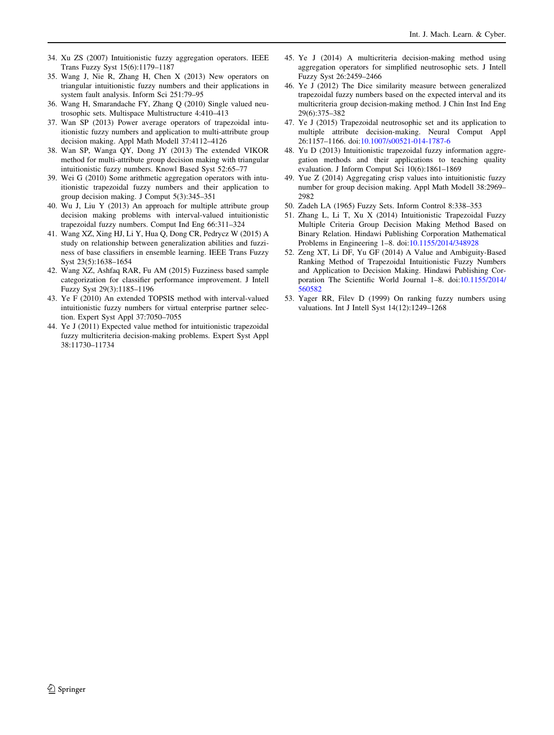34. Xu ZS (2007) Intuitionistic fuzzy aggregation operators. IEEE Trans Fuzzy Syst 15(6):1179–1187
35. Wang J, Nie R, Zhang H, Chen X (2013) New operators on triangular intuitionistic fuzzy numbers and their applications in system fault analysis. Inform Sci 251:79–95
36. Wang H, Smarandache FY, Zhang Q (2010) Single valued neutrosophic sets. Multispace Multistructure 4:410–413
37. Wan SP (2013) Power average operators of trapezoidal intuitionistic fuzzy numbers and application to multi-attribute group decision making. Appl Math Modell 37:4112–4126
38. Wan SP, Wanga QY, Dong JY (2013) The extended VIKOR method for multi-attribute group decision making with triangular intuitionistic fuzzy numbers. Knowl Based Syst 52:65–77
39. Wei G (2010) Some arithmetic aggregation operators with intuitionistic trapezoidal fuzzy numbers and their application to group decision making. J Comput 5(3):345–351
40. Wu J, Liu Y (2013) An approach for multiple attribute group decision making problems with interval-valued intuitionistic trapezoidal fuzzy numbers. Comput Ind Eng 66:311–324
41. Wang XZ, Xing HJ, Li Y, Hua Q, Dong CR, Pedrycz W (2015) A study on relationship between generalization abilities and fuzziness of base classifiers in ensemble learning. IEEE Trans Fuzzy Syst 23(5):1638–1654
42. Wang XZ, Ashfaq RAR, Fu AM (2015) Fuzziness based sample categorization for classifier performance improvement. J Intell Fuzzy Syst 29(3):1185–1196
43. Ye F (2010) An extended TOPSIS method with interval-valued intuitionistic fuzzy numbers for virtual enterprise partner selection. Expert Syst Appl 37:7050–7055
44. Ye J (2011) Expected value method for intuitionistic trapezoidal fuzzy multicriteria decision-making problems. Expert Syst Appl 38:11730–11734
45. Ye J (2014) A multicriteria decision-making method using aggregation operators for simplified neutrosophic sets. J Intell Fuzzy Syst 26:2459–2466
46. Ye J (2012) The Dice similarity measure between generalized trapezoidal fuzzy numbers based on the expected interval and its multicriteria group decision-making method. J Chin Inst Ind Eng 29(6):375–382
47. Ye J (2015) Trapezoidal neutrosophic set and its application to multiple attribute decision-making. Neural Comput Appl 26:1157–1166. doi:10.1007/s00521-014-1787-6
48. Yu D (2013) Intuitionistic trapezoidal fuzzy information aggregation methods and their applications to teaching quality evaluation. J Inform Comput Sci 10(6):1861–1869
49. Yue Z (2014) Aggregating crisp values into intuitionistic fuzzy number for group decision making. Appl Math Modell 38:2969–2982
50. Zadeh LA (1965) Fuzzy Sets. Inform Control 8:338–353
51. Zhang L, Li T, Xu X (2014) Intuitionistic Trapezoidal Fuzzy Multiple Criteria Group Decision Making Method Based on Binary Relation. Hindawi Publishing Corporation Mathematical Problems in Engineering 1–8. doi:10.1155/2014/348928
52. Zeng XT, Li DF, Yu GF (2014) A Value and Ambiguity-Based Ranking Method of Trapezoidal Intuitionistic Fuzzy Numbers and Application to Decision Making. Hindawi Publishing Corporation The Scientific World Journal 1–8. doi:10.1155/2014/560582
53. Yager RR, Filev D (1999) On ranking fuzzy numbers using valuations. Int J Intell Syst 14(12):1249–1268